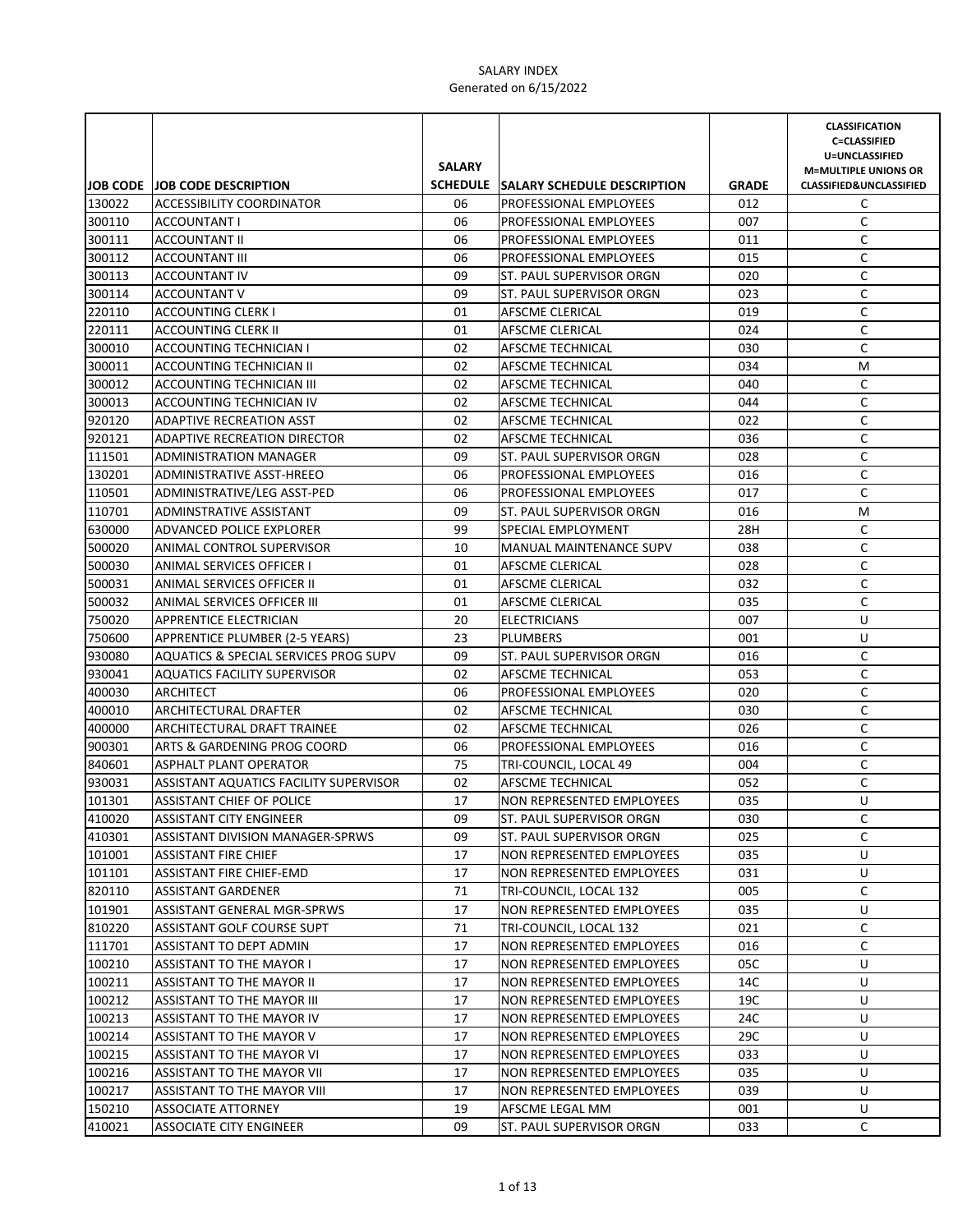# SALARY INDEX

Generated on 6/15/2022

| JOB CODE | JOB CODE DESCRIPTION | SALARY SCHEDULE | SALARY SCHEDULE DESCRIPTION | GRADE | CLASSIFICATION C=CLASSIFIED U=UNCLASSIFIED M=MULTIPLE UNIONS OR CLASSIFIED&UNCLASSIFIED |
|---|---|---|---|---|---|
| 130022 | ACCESSIBILITY COORDINATOR | 06 | PROFESSIONAL EMPLOYEES | 012 | C |
| 300110 | ACCOUNTANT I | 06 | PROFESSIONAL EMPLOYEES | 007 | C |
| 300111 | ACCOUNTANT II | 06 | PROFESSIONAL EMPLOYEES | 011 | C |
| 300112 | ACCOUNTANT III | 06 | PROFESSIONAL EMPLOYEES | 015 | C |
| 300113 | ACCOUNTANT IV | 09 | ST. PAUL SUPERVISOR ORGN | 020 | C |
| 300114 | ACCOUNTANT V | 09 | ST. PAUL SUPERVISOR ORGN | 023 | C |
| 220110 | ACCOUNTING CLERK I | 01 | AFSCME CLERICAL | 019 | C |
| 220111 | ACCOUNTING CLERK II | 01 | AFSCME CLERICAL | 024 | C |
| 300010 | ACCOUNTING TECHNICIAN I | 02 | AFSCME TECHNICAL | 030 | C |
| 300011 | ACCOUNTING TECHNICIAN II | 02 | AFSCME TECHNICAL | 034 | M |
| 300012 | ACCOUNTING TECHNICIAN III | 02 | AFSCME TECHNICAL | 040 | C |
| 300013 | ACCOUNTING TECHNICIAN IV | 02 | AFSCME TECHNICAL | 044 | C |
| 920120 | ADAPTIVE RECREATION ASST | 02 | AFSCME TECHNICAL | 022 | C |
| 920121 | ADAPTIVE RECREATION DIRECTOR | 02 | AFSCME TECHNICAL | 036 | C |
| 111501 | ADMINISTRATION MANAGER | 09 | ST. PAUL SUPERVISOR ORGN | 028 | C |
| 130201 | ADMINISTRATIVE ASST-HREEO | 06 | PROFESSIONAL EMPLOYEES | 016 | C |
| 110501 | ADMINISTRATIVE/LEG ASST-PED | 06 | PROFESSIONAL EMPLOYEES | 017 | C |
| 110701 | ADMINSTRATIVE ASSISTANT | 09 | ST. PAUL SUPERVISOR ORGN | 016 | M |
| 630000 | ADVANCED POLICE EXPLORER | 99 | SPECIAL EMPLOYMENT | 28H | C |
| 500020 | ANIMAL CONTROL SUPERVISOR | 10 | MANUAL MAINTENANCE SUPV | 038 | C |
| 500030 | ANIMAL SERVICES OFFICER I | 01 | AFSCME CLERICAL | 028 | C |
| 500031 | ANIMAL SERVICES OFFICER II | 01 | AFSCME CLERICAL | 032 | C |
| 500032 | ANIMAL SERVICES OFFICER III | 01 | AFSCME CLERICAL | 035 | C |
| 750020 | APPRENTICE ELECTRICIAN | 20 | ELECTRICIANS | 007 | U |
| 750600 | APPRENTICE PLUMBER (2-5 YEARS) | 23 | PLUMBERS | 001 | U |
| 930080 | AQUATICS & SPECIAL SERVICES PROG SUPV | 09 | ST. PAUL SUPERVISOR ORGN | 016 | C |
| 930041 | AQUATICS FACILITY SUPERVISOR | 02 | AFSCME TECHNICAL | 053 | C |
| 400030 | ARCHITECT | 06 | PROFESSIONAL EMPLOYEES | 020 | C |
| 400010 | ARCHITECTURAL DRAFTER | 02 | AFSCME TECHNICAL | 030 | C |
| 400000 | ARCHITECTURAL DRAFT TRAINEE | 02 | AFSCME TECHNICAL | 026 | C |
| 900301 | ARTS & GARDENING PROG COORD | 06 | PROFESSIONAL EMPLOYEES | 016 | C |
| 840601 | ASPHALT PLANT OPERATOR | 75 | TRI-COUNCIL, LOCAL 49 | 004 | C |
| 930031 | ASSISTANT AQUATICS FACILITY SUPERVISOR | 02 | AFSCME TECHNICAL | 052 | C |
| 101301 | ASSISTANT CHIEF OF POLICE | 17 | NON REPRESENTED EMPLOYEES | 035 | U |
| 410020 | ASSISTANT CITY ENGINEER | 09 | ST. PAUL SUPERVISOR ORGN | 030 | C |
| 410301 | ASSISTANT DIVISION MANAGER-SPRWS | 09 | ST. PAUL SUPERVISOR ORGN | 025 | C |
| 101001 | ASSISTANT FIRE CHIEF | 17 | NON REPRESENTED EMPLOYEES | 035 | U |
| 101101 | ASSISTANT FIRE CHIEF-EMD | 17 | NON REPRESENTED EMPLOYEES | 031 | U |
| 820110 | ASSISTANT GARDENER | 71 | TRI-COUNCIL, LOCAL 132 | 005 | C |
| 101901 | ASSISTANT GENERAL MGR-SPRWS | 17 | NON REPRESENTED EMPLOYEES | 035 | U |
| 810220 | ASSISTANT GOLF COURSE SUPT | 71 | TRI-COUNCIL, LOCAL 132 | 021 | C |
| 111701 | ASSISTANT TO DEPT ADMIN | 17 | NON REPRESENTED EMPLOYEES | 016 | C |
| 100210 | ASSISTANT TO THE MAYOR I | 17 | NON REPRESENTED EMPLOYEES | 05C | U |
| 100211 | ASSISTANT TO THE MAYOR II | 17 | NON REPRESENTED EMPLOYEES | 14C | U |
| 100212 | ASSISTANT TO THE MAYOR III | 17 | NON REPRESENTED EMPLOYEES | 19C | U |
| 100213 | ASSISTANT TO THE MAYOR IV | 17 | NON REPRESENTED EMPLOYEES | 24C | U |
| 100214 | ASSISTANT TO THE MAYOR V | 17 | NON REPRESENTED EMPLOYEES | 29C | U |
| 100215 | ASSISTANT TO THE MAYOR VI | 17 | NON REPRESENTED EMPLOYEES | 033 | U |
| 100216 | ASSISTANT TO THE MAYOR VII | 17 | NON REPRESENTED EMPLOYEES | 035 | U |
| 100217 | ASSISTANT TO THE MAYOR VIII | 17 | NON REPRESENTED EMPLOYEES | 039 | U |
| 150210 | ASSOCIATE ATTORNEY | 19 | AFSCME LEGAL MM | 001 | U |
| 410021 | ASSOCIATE CITY ENGINEER | 09 | ST. PAUL SUPERVISOR ORGN | 033 | C |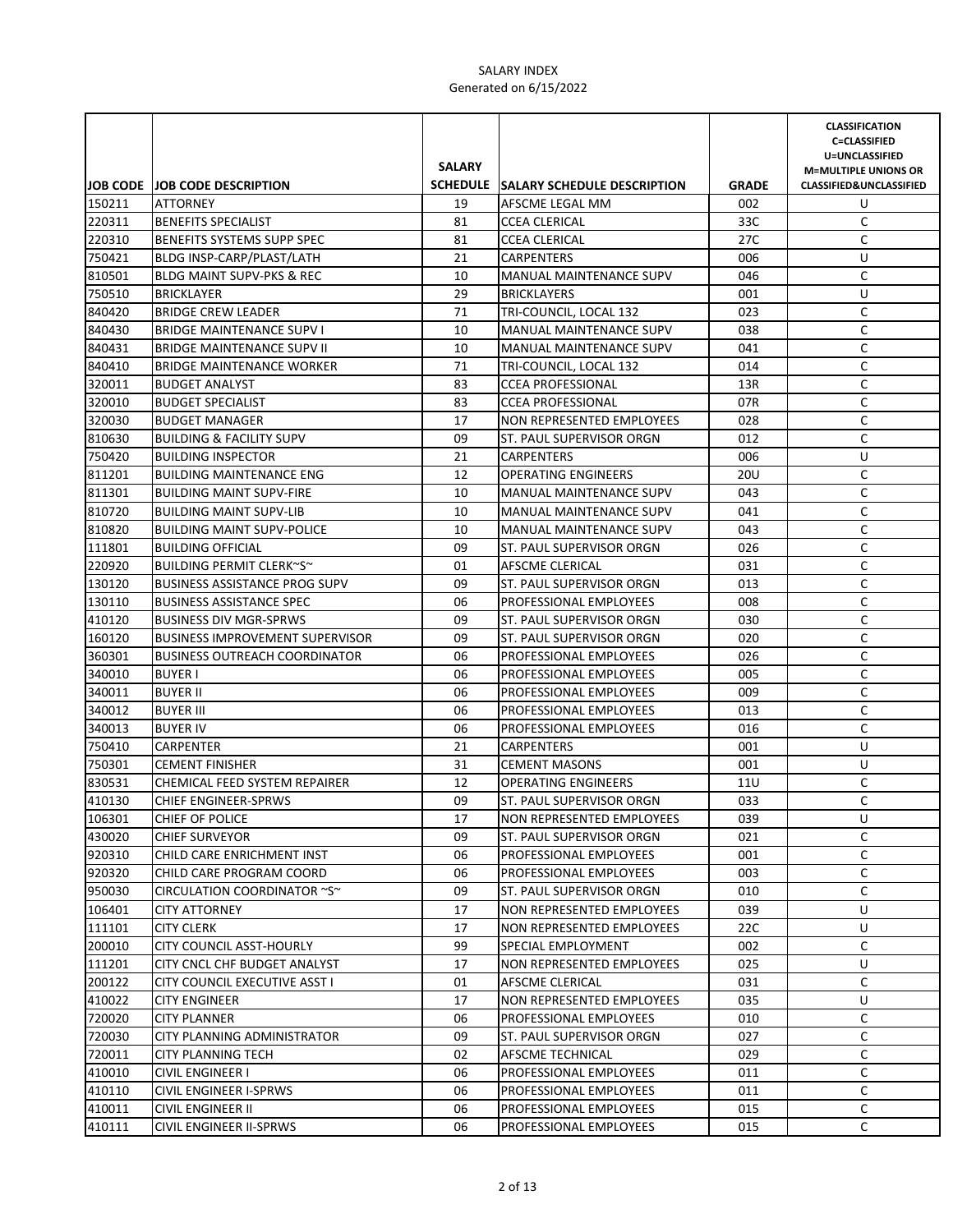SALARY INDEX
Generated on 6/15/2022

| JOB CODE | JOB CODE DESCRIPTION | SALARY SCHEDULE | SALARY SCHEDULE DESCRIPTION | GRADE | CLASSIFICATION C=CLASSIFIED U=UNCLASSIFIED M=MULTIPLE UNIONS OR CLASSIFIED&UNCLASSIFIED |
|---|---|---|---|---|---|
| 150211 | ATTORNEY | 19 | AFSCME LEGAL MM | 002 | U |
| 220311 | BENEFITS SPECIALIST | 81 | CCEA CLERICAL | 33C | C |
| 220310 | BENEFITS SYSTEMS SUPP SPEC | 81 | CCEA CLERICAL | 27C | C |
| 750421 | BLDG INSP-CARP/PLAST/LATH | 21 | CARPENTERS | 006 | U |
| 810501 | BLDG MAINT SUPV-PKS & REC | 10 | MANUAL MAINTENANCE SUPV | 046 | C |
| 750510 | BRICKLAYER | 29 | BRICKLAYERS | 001 | U |
| 840420 | BRIDGE CREW LEADER | 71 | TRI-COUNCIL, LOCAL 132 | 023 | C |
| 840430 | BRIDGE MAINTENANCE SUPV I | 10 | MANUAL MAINTENANCE SUPV | 038 | C |
| 840431 | BRIDGE MAINTENANCE SUPV II | 10 | MANUAL MAINTENANCE SUPV | 041 | C |
| 840410 | BRIDGE MAINTENANCE WORKER | 71 | TRI-COUNCIL, LOCAL 132 | 014 | C |
| 320011 | BUDGET ANALYST | 83 | CCEA PROFESSIONAL | 13R | C |
| 320010 | BUDGET SPECIALIST | 83 | CCEA PROFESSIONAL | 07R | C |
| 320030 | BUDGET MANAGER | 17 | NON REPRESENTED EMPLOYEES | 028 | C |
| 810630 | BUILDING & FACILITY SUPV | 09 | ST. PAUL SUPERVISOR ORGN | 012 | C |
| 750420 | BUILDING INSPECTOR | 21 | CARPENTERS | 006 | U |
| 811201 | BUILDING MAINTENANCE ENG | 12 | OPERATING ENGINEERS | 20U | C |
| 811301 | BUILDING MAINT SUPV-FIRE | 10 | MANUAL MAINTENANCE SUPV | 043 | C |
| 810720 | BUILDING MAINT SUPV-LIB | 10 | MANUAL MAINTENANCE SUPV | 041 | C |
| 810820 | BUILDING MAINT SUPV-POLICE | 10 | MANUAL MAINTENANCE SUPV | 043 | C |
| 111801 | BUILDING OFFICIAL | 09 | ST. PAUL SUPERVISOR ORGN | 026 | C |
| 220920 | BUILDING PERMIT CLERK~S~ | 01 | AFSCME CLERICAL | 031 | C |
| 130120 | BUSINESS ASSISTANCE PROG SUPV | 09 | ST. PAUL SUPERVISOR ORGN | 013 | C |
| 130110 | BUSINESS ASSISTANCE SPEC | 06 | PROFESSIONAL EMPLOYEES | 008 | C |
| 410120 | BUSINESS DIV MGR-SPRWS | 09 | ST. PAUL SUPERVISOR ORGN | 030 | C |
| 160120 | BUSINESS IMPROVEMENT SUPERVISOR | 09 | ST. PAUL SUPERVISOR ORGN | 020 | C |
| 360301 | BUSINESS OUTREACH COORDINATOR | 06 | PROFESSIONAL EMPLOYEES | 026 | C |
| 340010 | BUYER I | 06 | PROFESSIONAL EMPLOYEES | 005 | C |
| 340011 | BUYER II | 06 | PROFESSIONAL EMPLOYEES | 009 | C |
| 340012 | BUYER III | 06 | PROFESSIONAL EMPLOYEES | 013 | C |
| 340013 | BUYER IV | 06 | PROFESSIONAL EMPLOYEES | 016 | C |
| 750410 | CARPENTER | 21 | CARPENTERS | 001 | U |
| 750301 | CEMENT FINISHER | 31 | CEMENT MASONS | 001 | U |
| 830531 | CHEMICAL FEED SYSTEM REPAIRER | 12 | OPERATING ENGINEERS | 11U | C |
| 410130 | CHIEF ENGINEER-SPRWS | 09 | ST. PAUL SUPERVISOR ORGN | 033 | C |
| 106301 | CHIEF OF POLICE | 17 | NON REPRESENTED EMPLOYEES | 039 | U |
| 430020 | CHIEF SURVEYOR | 09 | ST. PAUL SUPERVISOR ORGN | 021 | C |
| 920310 | CHILD CARE ENRICHMENT INST | 06 | PROFESSIONAL EMPLOYEES | 001 | C |
| 920320 | CHILD CARE PROGRAM COORD | 06 | PROFESSIONAL EMPLOYEES | 003 | C |
| 950030 | CIRCULATION COORDINATOR ~S~ | 09 | ST. PAUL SUPERVISOR ORGN | 010 | C |
| 106401 | CITY ATTORNEY | 17 | NON REPRESENTED EMPLOYEES | 039 | U |
| 111101 | CITY CLERK | 17 | NON REPRESENTED EMPLOYEES | 22C | U |
| 200010 | CITY COUNCIL ASST-HOURLY | 99 | SPECIAL EMPLOYMENT | 002 | C |
| 111201 | CITY CNCL CHF BUDGET ANALYST | 17 | NON REPRESENTED EMPLOYEES | 025 | U |
| 200122 | CITY COUNCIL EXECUTIVE ASST I | 01 | AFSCME CLERICAL | 031 | C |
| 410022 | CITY ENGINEER | 17 | NON REPRESENTED EMPLOYEES | 035 | U |
| 720020 | CITY PLANNER | 06 | PROFESSIONAL EMPLOYEES | 010 | C |
| 720030 | CITY PLANNING ADMINISTRATOR | 09 | ST. PAUL SUPERVISOR ORGN | 027 | C |
| 720011 | CITY PLANNING TECH | 02 | AFSCME TECHNICAL | 029 | C |
| 410010 | CIVIL ENGINEER I | 06 | PROFESSIONAL EMPLOYEES | 011 | C |
| 410110 | CIVIL ENGINEER I-SPRWS | 06 | PROFESSIONAL EMPLOYEES | 011 | C |
| 410011 | CIVIL ENGINEER II | 06 | PROFESSIONAL EMPLOYEES | 015 | C |
| 410111 | CIVIL ENGINEER II-SPRWS | 06 | PROFESSIONAL EMPLOYEES | 015 | C |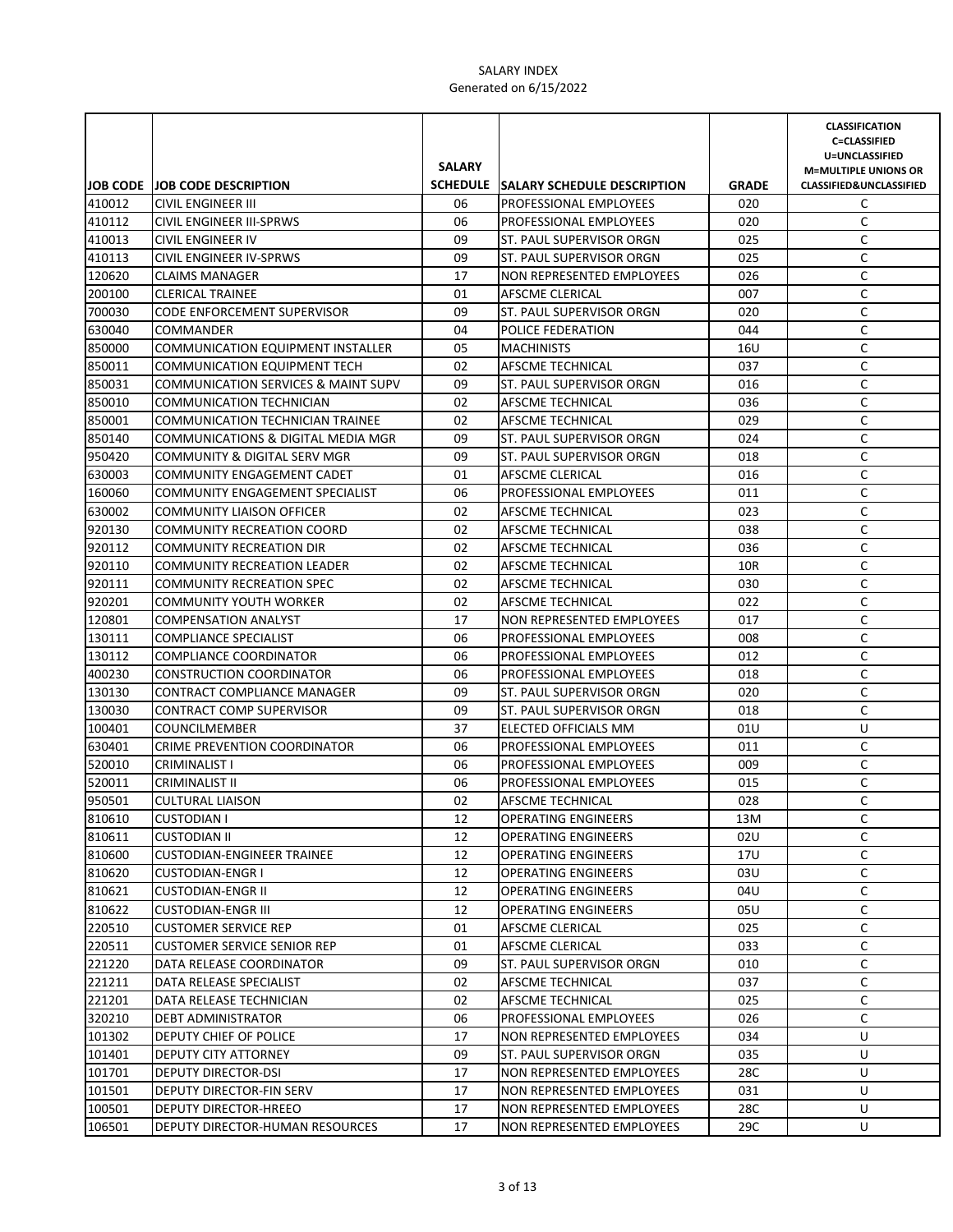SALARY INDEX
Generated on 6/15/2022

| JOB CODE | JOB CODE DESCRIPTION | SALARY SCHEDULE | SALARY SCHEDULE DESCRIPTION | GRADE | CLASSIFICATION C=CLASSIFIED U=UNCLASSIFIED M=MULTIPLE UNIONS OR CLASSIFIED&UNCLASSIFIED |
|---|---|---|---|---|---|
| 410012 | CIVIL ENGINEER III | 06 | PROFESSIONAL EMPLOYEES | 020 | C |
| 410112 | CIVIL ENGINEER III-SPRWS | 06 | PROFESSIONAL EMPLOYEES | 020 | C |
| 410013 | CIVIL ENGINEER IV | 09 | ST. PAUL SUPERVISOR ORGN | 025 | C |
| 410113 | CIVIL ENGINEER IV-SPRWS | 09 | ST. PAUL SUPERVISOR ORGN | 025 | C |
| 120620 | CLAIMS MANAGER | 17 | NON REPRESENTED EMPLOYEES | 026 | C |
| 200100 | CLERICAL TRAINEE | 01 | AFSCME CLERICAL | 007 | C |
| 700030 | CODE ENFORCEMENT SUPERVISOR | 09 | ST. PAUL SUPERVISOR ORGN | 020 | C |
| 630040 | COMMANDER | 04 | POLICE FEDERATION | 044 | C |
| 850000 | COMMUNICATION EQUIPMENT INSTALLER | 05 | MACHINISTS | 16U | C |
| 850011 | COMMUNICATION EQUIPMENT TECH | 02 | AFSCME TECHNICAL | 037 | C |
| 850031 | COMMUNICATION SERVICES & MAINT SUPV | 09 | ST. PAUL SUPERVISOR ORGN | 016 | C |
| 850010 | COMMUNICATION TECHNICIAN | 02 | AFSCME TECHNICAL | 036 | C |
| 850001 | COMMUNICATION TECHNICIAN TRAINEE | 02 | AFSCME TECHNICAL | 029 | C |
| 850140 | COMMUNICATIONS & DIGITAL MEDIA MGR | 09 | ST. PAUL SUPERVISOR ORGN | 024 | C |
| 950420 | COMMUNITY & DIGITAL SERV MGR | 09 | ST. PAUL SUPERVISOR ORGN | 018 | C |
| 630003 | COMMUNITY ENGAGEMENT CADET | 01 | AFSCME CLERICAL | 016 | C |
| 160060 | COMMUNITY ENGAGEMENT SPECIALIST | 06 | PROFESSIONAL EMPLOYEES | 011 | C |
| 630002 | COMMUNITY LIAISON OFFICER | 02 | AFSCME TECHNICAL | 023 | C |
| 920130 | COMMUNITY RECREATION COORD | 02 | AFSCME TECHNICAL | 038 | C |
| 920112 | COMMUNITY RECREATION DIR | 02 | AFSCME TECHNICAL | 036 | C |
| 920110 | COMMUNITY RECREATION LEADER | 02 | AFSCME TECHNICAL | 10R | C |
| 920111 | COMMUNITY RECREATION SPEC | 02 | AFSCME TECHNICAL | 030 | C |
| 920201 | COMMUNITY YOUTH WORKER | 02 | AFSCME TECHNICAL | 022 | C |
| 120801 | COMPENSATION ANALYST | 17 | NON REPRESENTED EMPLOYEES | 017 | C |
| 130111 | COMPLIANCE SPECIALIST | 06 | PROFESSIONAL EMPLOYEES | 008 | C |
| 130112 | COMPLIANCE COORDINATOR | 06 | PROFESSIONAL EMPLOYEES | 012 | C |
| 400230 | CONSTRUCTION COORDINATOR | 06 | PROFESSIONAL EMPLOYEES | 018 | C |
| 130130 | CONTRACT COMPLIANCE MANAGER | 09 | ST. PAUL SUPERVISOR ORGN | 020 | C |
| 130030 | CONTRACT COMP SUPERVISOR | 09 | ST. PAUL SUPERVISOR ORGN | 018 | C |
| 100401 | COUNCILMEMBER | 37 | ELECTED OFFICIALS MM | 01U | U |
| 630401 | CRIME PREVENTION COORDINATOR | 06 | PROFESSIONAL EMPLOYEES | 011 | C |
| 520010 | CRIMINALIST I | 06 | PROFESSIONAL EMPLOYEES | 009 | C |
| 520011 | CRIMINALIST II | 06 | PROFESSIONAL EMPLOYEES | 015 | C |
| 950501 | CULTURAL LIAISON | 02 | AFSCME TECHNICAL | 028 | C |
| 810610 | CUSTODIAN I | 12 | OPERATING ENGINEERS | 13M | C |
| 810611 | CUSTODIAN II | 12 | OPERATING ENGINEERS | 02U | C |
| 810600 | CUSTODIAN-ENGINEER TRAINEE | 12 | OPERATING ENGINEERS | 17U | C |
| 810620 | CUSTODIAN-ENGR I | 12 | OPERATING ENGINEERS | 03U | C |
| 810621 | CUSTODIAN-ENGR II | 12 | OPERATING ENGINEERS | 04U | C |
| 810622 | CUSTODIAN-ENGR III | 12 | OPERATING ENGINEERS | 05U | C |
| 220510 | CUSTOMER SERVICE REP | 01 | AFSCME CLERICAL | 025 | C |
| 220511 | CUSTOMER SERVICE SENIOR REP | 01 | AFSCME CLERICAL | 033 | C |
| 221220 | DATA RELEASE COORDINATOR | 09 | ST. PAUL SUPERVISOR ORGN | 010 | C |
| 221211 | DATA RELEASE SPECIALIST | 02 | AFSCME TECHNICAL | 037 | C |
| 221201 | DATA RELEASE TECHNICIAN | 02 | AFSCME TECHNICAL | 025 | C |
| 320210 | DEBT ADMINISTRATOR | 06 | PROFESSIONAL EMPLOYEES | 026 | C |
| 101302 | DEPUTY CHIEF OF POLICE | 17 | NON REPRESENTED EMPLOYEES | 034 | U |
| 101401 | DEPUTY CITY ATTORNEY | 09 | ST. PAUL SUPERVISOR ORGN | 035 | U |
| 101701 | DEPUTY DIRECTOR-DSI | 17 | NON REPRESENTED EMPLOYEES | 28C | U |
| 101501 | DEPUTY DIRECTOR-FIN SERV | 17 | NON REPRESENTED EMPLOYEES | 031 | U |
| 100501 | DEPUTY DIRECTOR-HREEO | 17 | NON REPRESENTED EMPLOYEES | 28C | U |
| 106501 | DEPUTY DIRECTOR-HUMAN RESOURCES | 17 | NON REPRESENTED EMPLOYEES | 29C | U |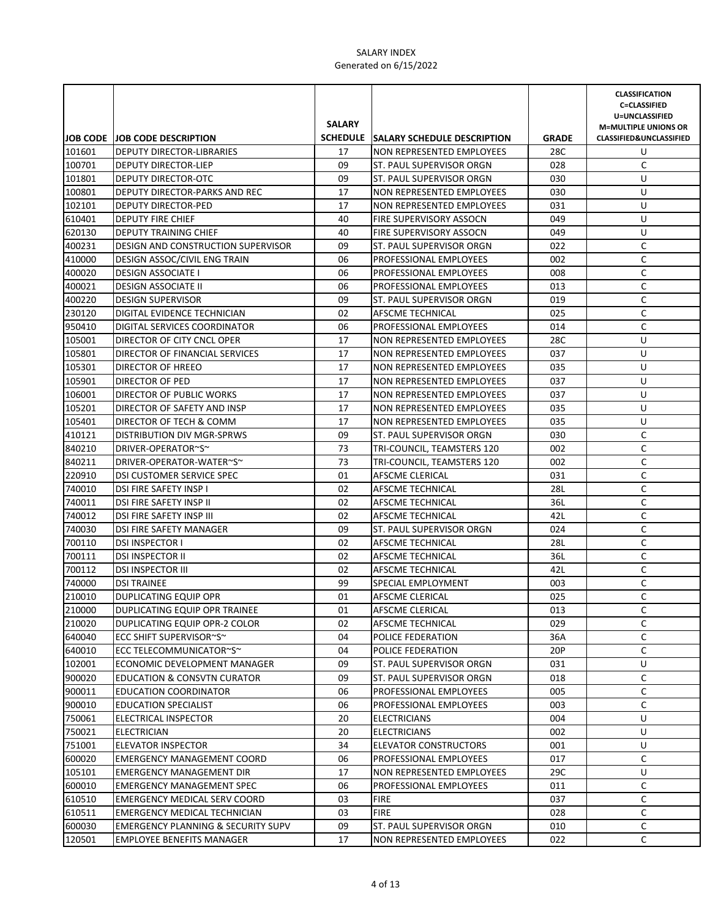SALARY INDEX
Generated on 6/15/2022

| JOB CODE | JOB CODE DESCRIPTION | SALARY SCHEDULE | SALARY SCHEDULE DESCRIPTION | GRADE | CLASSIFICATION C=CLASSIFIED U=UNCLASSIFIED M=MULTIPLE UNIONS OR CLASSIFIED&UNCLASSIFIED |
|---|---|---|---|---|---|
| 101601 | DEPUTY DIRECTOR-LIBRARIES | 17 | NON REPRESENTED EMPLOYEES | 28C | U |
| 100701 | DEPUTY DIRECTOR-LIEP | 09 | ST. PAUL SUPERVISOR ORGN | 028 | C |
| 101801 | DEPUTY DIRECTOR-OTC | 09 | ST. PAUL SUPERVISOR ORGN | 030 | U |
| 100801 | DEPUTY DIRECTOR-PARKS AND REC | 17 | NON REPRESENTED EMPLOYEES | 030 | U |
| 102101 | DEPUTY DIRECTOR-PED | 17 | NON REPRESENTED EMPLOYEES | 031 | U |
| 610401 | DEPUTY FIRE CHIEF | 40 | FIRE SUPERVISORY ASSOCN | 049 | U |
| 620130 | DEPUTY TRAINING CHIEF | 40 | FIRE SUPERVISORY ASSOCN | 049 | U |
| 400231 | DESIGN AND CONSTRUCTION SUPERVISOR | 09 | ST. PAUL SUPERVISOR ORGN | 022 | C |
| 410000 | DESIGN ASSOC/CIVIL ENG TRAIN | 06 | PROFESSIONAL EMPLOYEES | 002 | C |
| 400020 | DESIGN ASSOCIATE I | 06 | PROFESSIONAL EMPLOYEES | 008 | C |
| 400021 | DESIGN ASSOCIATE II | 06 | PROFESSIONAL EMPLOYEES | 013 | C |
| 400220 | DESIGN SUPERVISOR | 09 | ST. PAUL SUPERVISOR ORGN | 019 | C |
| 230120 | DIGITAL EVIDENCE TECHNICIAN | 02 | AFSCME TECHNICAL | 025 | C |
| 950410 | DIGITAL SERVICES COORDINATOR | 06 | PROFESSIONAL EMPLOYEES | 014 | C |
| 105001 | DIRECTOR OF CITY CNCL OPER | 17 | NON REPRESENTED EMPLOYEES | 28C | U |
| 105801 | DIRECTOR OF FINANCIAL SERVICES | 17 | NON REPRESENTED EMPLOYEES | 037 | U |
| 105301 | DIRECTOR OF HREEO | 17 | NON REPRESENTED EMPLOYEES | 035 | U |
| 105901 | DIRECTOR OF PED | 17 | NON REPRESENTED EMPLOYEES | 037 | U |
| 106001 | DIRECTOR OF PUBLIC WORKS | 17 | NON REPRESENTED EMPLOYEES | 037 | U |
| 105201 | DIRECTOR OF SAFETY AND INSP | 17 | NON REPRESENTED EMPLOYEES | 035 | U |
| 105401 | DIRECTOR OF TECH & COMM | 17 | NON REPRESENTED EMPLOYEES | 035 | U |
| 410121 | DISTRIBUTION DIV MGR-SPRWS | 09 | ST. PAUL SUPERVISOR ORGN | 030 | C |
| 840210 | DRIVER-OPERATOR~S~ | 73 | TRI-COUNCIL, TEAMSTERS 120 | 002 | C |
| 840211 | DRIVER-OPERATOR-WATER~S~ | 73 | TRI-COUNCIL, TEAMSTERS 120 | 002 | C |
| 220910 | DSI CUSTOMER SERVICE SPEC | 01 | AFSCME CLERICAL | 031 | C |
| 740010 | DSI FIRE SAFETY INSP I | 02 | AFSCME TECHNICAL | 28L | C |
| 740011 | DSI FIRE SAFETY INSP II | 02 | AFSCME TECHNICAL | 36L | C |
| 740012 | DSI FIRE SAFETY INSP III | 02 | AFSCME TECHNICAL | 42L | C |
| 740030 | DSI FIRE SAFETY MANAGER | 09 | ST. PAUL SUPERVISOR ORGN | 024 | C |
| 700110 | DSI INSPECTOR I | 02 | AFSCME TECHNICAL | 28L | C |
| 700111 | DSI INSPECTOR II | 02 | AFSCME TECHNICAL | 36L | C |
| 700112 | DSI INSPECTOR III | 02 | AFSCME TECHNICAL | 42L | C |
| 740000 | DSI TRAINEE | 99 | SPECIAL EMPLOYMENT | 003 | C |
| 210010 | DUPLICATING EQUIP OPR | 01 | AFSCME CLERICAL | 025 | C |
| 210000 | DUPLICATING EQUIP OPR TRAINEE | 01 | AFSCME CLERICAL | 013 | C |
| 210020 | DUPLICATING EQUIP OPR-2 COLOR | 02 | AFSCME TECHNICAL | 029 | C |
| 640040 | ECC SHIFT SUPERVISOR~S~ | 04 | POLICE FEDERATION | 36A | C |
| 640010 | ECC TELECOMMUNICATOR~S~ | 04 | POLICE FEDERATION | 20P | C |
| 102001 | ECONOMIC DEVELOPMENT MANAGER | 09 | ST. PAUL SUPERVISOR ORGN | 031 | U |
| 900020 | EDUCATION & CONSVTN CURATOR | 09 | ST. PAUL SUPERVISOR ORGN | 018 | C |
| 900011 | EDUCATION COORDINATOR | 06 | PROFESSIONAL EMPLOYEES | 005 | C |
| 900010 | EDUCATION SPECIALIST | 06 | PROFESSIONAL EMPLOYEES | 003 | C |
| 750061 | ELECTRICAL INSPECTOR | 20 | ELECTRICIANS | 004 | U |
| 750021 | ELECTRICIAN | 20 | ELECTRICIANS | 002 | U |
| 751001 | ELEVATOR INSPECTOR | 34 | ELEVATOR CONSTRUCTORS | 001 | U |
| 600020 | EMERGENCY MANAGEMENT COORD | 06 | PROFESSIONAL EMPLOYEES | 017 | C |
| 105101 | EMERGENCY MANAGEMENT DIR | 17 | NON REPRESENTED EMPLOYEES | 29C | U |
| 600010 | EMERGENCY MANAGEMENT SPEC | 06 | PROFESSIONAL EMPLOYEES | 011 | C |
| 610510 | EMERGENCY MEDICAL SERV COORD | 03 | FIRE | 037 | C |
| 610511 | EMERGENCY MEDICAL TECHNICIAN | 03 | FIRE | 028 | C |
| 600030 | EMERGENCY PLANNING & SECURITY SUPV | 09 | ST. PAUL SUPERVISOR ORGN | 010 | C |
| 120501 | EMPLOYEE BENEFITS MANAGER | 17 | NON REPRESENTED EMPLOYEES | 022 | C |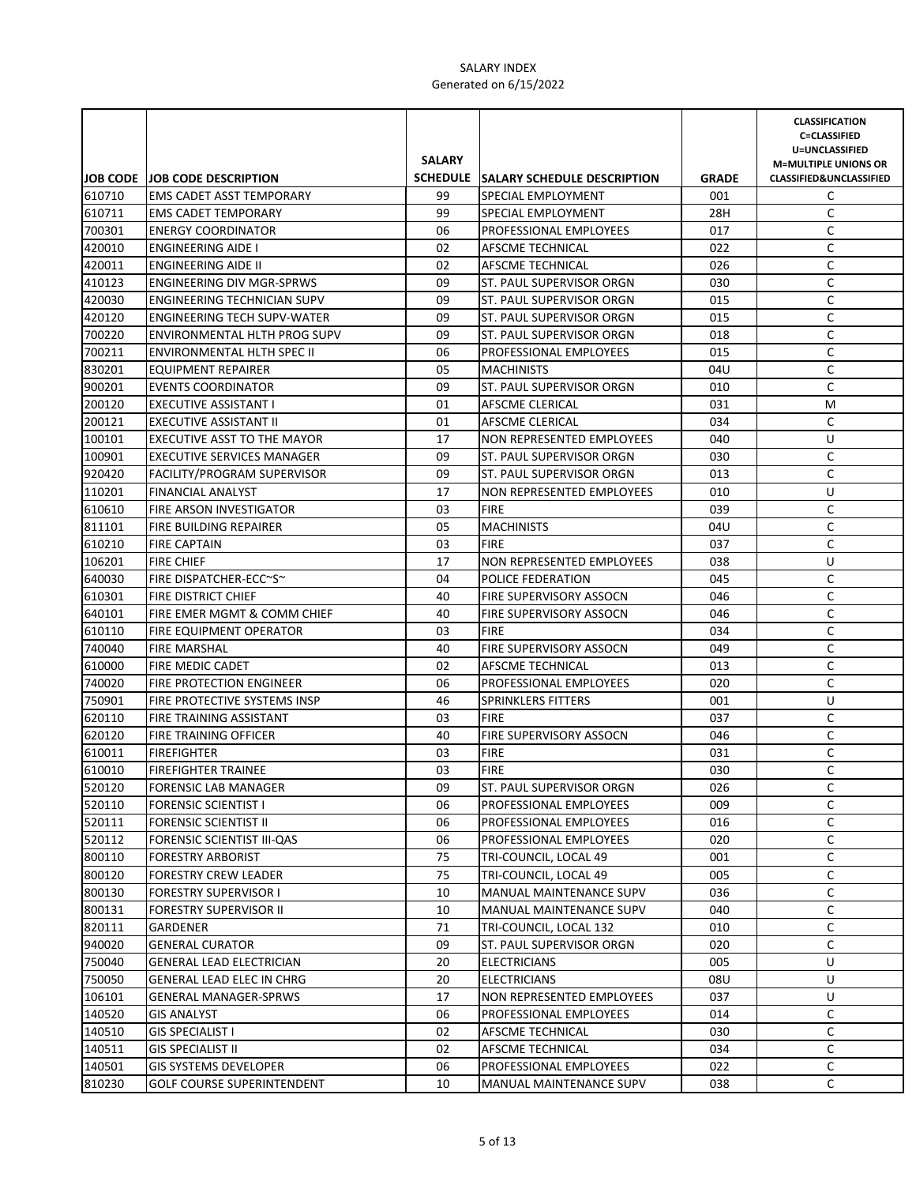SALARY INDEX
Generated on 6/15/2022

| JOB CODE | JOB CODE DESCRIPTION | SALARY SCHEDULE | SALARY SCHEDULE DESCRIPTION | GRADE | CLASSIFICATION C=CLASSIFIED U=UNCLASSIFIED M=MULTIPLE UNIONS OR CLASSIFIED&UNCLASSIFIED |
|---|---|---|---|---|---|
| 610710 | EMS CADET ASST TEMPORARY | 99 | SPECIAL EMPLOYMENT | 001 | C |
| 610711 | EMS CADET TEMPORARY | 99 | SPECIAL EMPLOYMENT | 28H | C |
| 700301 | ENERGY COORDINATOR | 06 | PROFESSIONAL EMPLOYEES | 017 | C |
| 420010 | ENGINEERING AIDE I | 02 | AFSCME TECHNICAL | 022 | C |
| 420011 | ENGINEERING AIDE II | 02 | AFSCME TECHNICAL | 026 | C |
| 410123 | ENGINEERING DIV MGR-SPRWS | 09 | ST. PAUL SUPERVISOR ORGN | 030 | C |
| 420030 | ENGINEERING TECHNICIAN SUPV | 09 | ST. PAUL SUPERVISOR ORGN | 015 | C |
| 420120 | ENGINEERING TECH SUPV-WATER | 09 | ST. PAUL SUPERVISOR ORGN | 015 | C |
| 700220 | ENVIRONMENTAL HLTH PROG SUPV | 09 | ST. PAUL SUPERVISOR ORGN | 018 | C |
| 700211 | ENVIRONMENTAL HLTH SPEC II | 06 | PROFESSIONAL EMPLOYEES | 015 | C |
| 830201 | EQUIPMENT REPAIRER | 05 | MACHINISTS | 04U | C |
| 900201 | EVENTS COORDINATOR | 09 | ST. PAUL SUPERVISOR ORGN | 010 | C |
| 200120 | EXECUTIVE ASSISTANT I | 01 | AFSCME CLERICAL | 031 | M |
| 200121 | EXECUTIVE ASSISTANT II | 01 | AFSCME CLERICAL | 034 | C |
| 100101 | EXECUTIVE ASST TO THE MAYOR | 17 | NON REPRESENTED EMPLOYEES | 040 | U |
| 100901 | EXECUTIVE SERVICES MANAGER | 09 | ST. PAUL SUPERVISOR ORGN | 030 | C |
| 920420 | FACILITY/PROGRAM SUPERVISOR | 09 | ST. PAUL SUPERVISOR ORGN | 013 | C |
| 110201 | FINANCIAL ANALYST | 17 | NON REPRESENTED EMPLOYEES | 010 | U |
| 610610 | FIRE ARSON INVESTIGATOR | 03 | FIRE | 039 | C |
| 811101 | FIRE BUILDING REPAIRER | 05 | MACHINISTS | 04U | C |
| 610210 | FIRE CAPTAIN | 03 | FIRE | 037 | C |
| 106201 | FIRE CHIEF | 17 | NON REPRESENTED EMPLOYEES | 038 | U |
| 640030 | FIRE DISPATCHER-ECC~S~ | 04 | POLICE FEDERATION | 045 | C |
| 610301 | FIRE DISTRICT CHIEF | 40 | FIRE SUPERVISORY ASSOCN | 046 | C |
| 640101 | FIRE EMER MGMT & COMM CHIEF | 40 | FIRE SUPERVISORY ASSOCN | 046 | C |
| 610110 | FIRE EQUIPMENT OPERATOR | 03 | FIRE | 034 | C |
| 740040 | FIRE MARSHAL | 40 | FIRE SUPERVISORY ASSOCN | 049 | C |
| 610000 | FIRE MEDIC CADET | 02 | AFSCME TECHNICAL | 013 | C |
| 740020 | FIRE PROTECTION ENGINEER | 06 | PROFESSIONAL EMPLOYEES | 020 | C |
| 750901 | FIRE PROTECTIVE SYSTEMS INSP | 46 | SPRINKLERS FITTERS | 001 | U |
| 620110 | FIRE TRAINING ASSISTANT | 03 | FIRE | 037 | C |
| 620120 | FIRE TRAINING OFFICER | 40 | FIRE SUPERVISORY ASSOCN | 046 | C |
| 610011 | FIREFIGHTER | 03 | FIRE | 031 | C |
| 610010 | FIREFIGHTER TRAINEE | 03 | FIRE | 030 | C |
| 520120 | FORENSIC LAB MANAGER | 09 | ST. PAUL SUPERVISOR ORGN | 026 | C |
| 520110 | FORENSIC SCIENTIST I | 06 | PROFESSIONAL EMPLOYEES | 009 | C |
| 520111 | FORENSIC SCIENTIST II | 06 | PROFESSIONAL EMPLOYEES | 016 | C |
| 520112 | FORENSIC SCIENTIST III-QAS | 06 | PROFESSIONAL EMPLOYEES | 020 | C |
| 800110 | FORESTRY ARBORIST | 75 | TRI-COUNCIL, LOCAL 49 | 001 | C |
| 800120 | FORESTRY CREW LEADER | 75 | TRI-COUNCIL, LOCAL 49 | 005 | C |
| 800130 | FORESTRY SUPERVISOR I | 10 | MANUAL MAINTENANCE SUPV | 036 | C |
| 800131 | FORESTRY SUPERVISOR II | 10 | MANUAL MAINTENANCE SUPV | 040 | C |
| 820111 | GARDENER | 71 | TRI-COUNCIL, LOCAL 132 | 010 | C |
| 940020 | GENERAL CURATOR | 09 | ST. PAUL SUPERVISOR ORGN | 020 | C |
| 750040 | GENERAL LEAD ELECTRICIAN | 20 | ELECTRICIANS | 005 | U |
| 750050 | GENERAL LEAD ELEC IN CHRG | 20 | ELECTRICIANS | 08U | U |
| 106101 | GENERAL MANAGER-SPRWS | 17 | NON REPRESENTED EMPLOYEES | 037 | U |
| 140520 | GIS ANALYST | 06 | PROFESSIONAL EMPLOYEES | 014 | C |
| 140510 | GIS SPECIALIST I | 02 | AFSCME TECHNICAL | 030 | C |
| 140511 | GIS SPECIALIST II | 02 | AFSCME TECHNICAL | 034 | C |
| 140501 | GIS SYSTEMS DEVELOPER | 06 | PROFESSIONAL EMPLOYEES | 022 | C |
| 810230 | GOLF COURSE SUPERINTENDENT | 10 | MANUAL MAINTENANCE SUPV | 038 | C |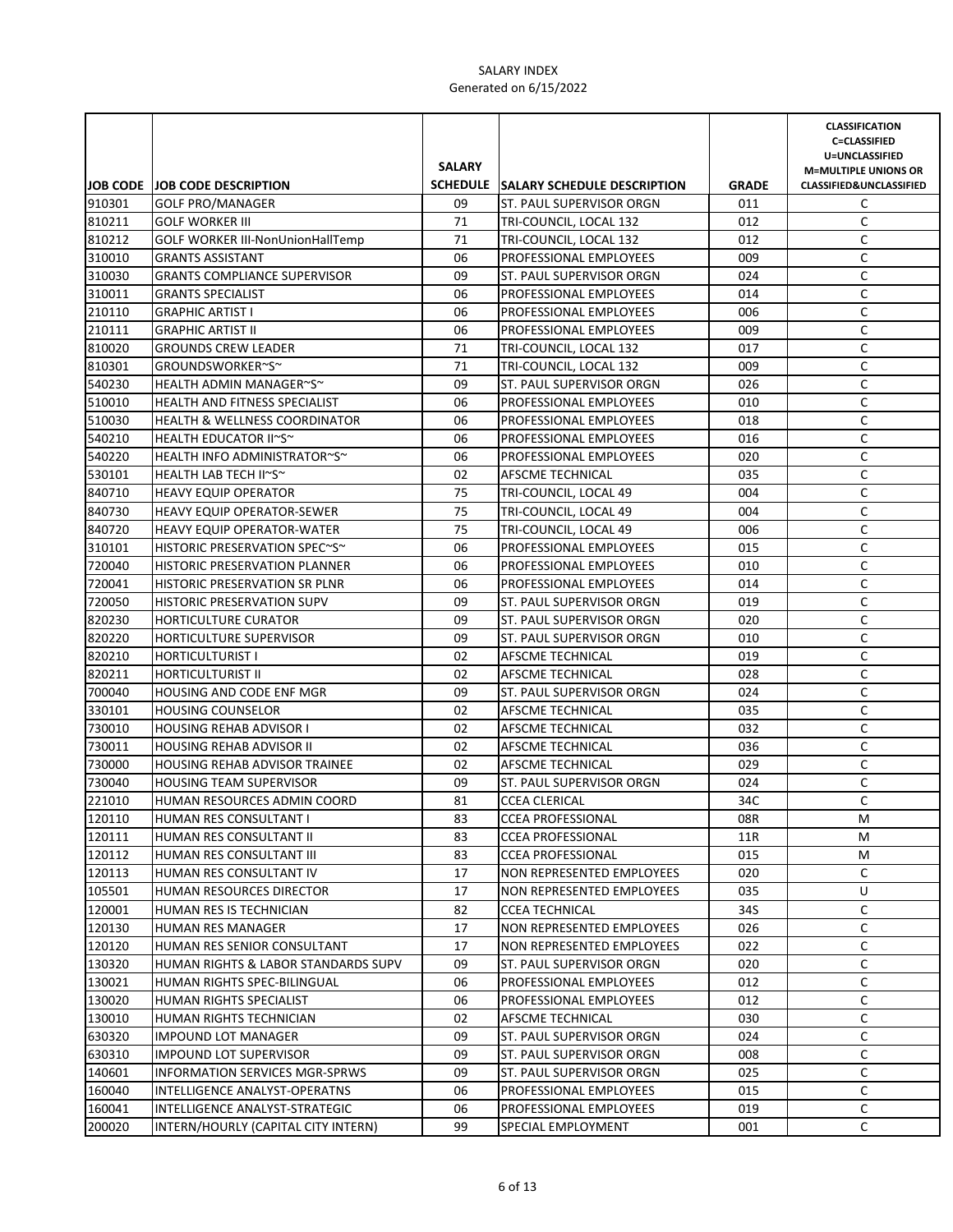SALARY INDEX
Generated on 6/15/2022

| JOB CODE | JOB CODE DESCRIPTION | SALARY SCHEDULE | SALARY SCHEDULE DESCRIPTION | GRADE | CLASSIFICATION C=CLASSIFIED U=UNCLASSIFIED M=MULTIPLE UNIONS OR CLASSIFIED&UNCLASSIFIED |
|---|---|---|---|---|---|
| 910301 | GOLF PRO/MANAGER | 09 | ST. PAUL SUPERVISOR ORGN | 011 | C |
| 810211 | GOLF WORKER III | 71 | TRI-COUNCIL, LOCAL 132 | 012 | C |
| 810212 | GOLF WORKER III-NonUnionHallTemp | 71 | TRI-COUNCIL, LOCAL 132 | 012 | C |
| 310010 | GRANTS ASSISTANT | 06 | PROFESSIONAL EMPLOYEES | 009 | C |
| 310030 | GRANTS COMPLIANCE SUPERVISOR | 09 | ST. PAUL SUPERVISOR ORGN | 024 | C |
| 310011 | GRANTS SPECIALIST | 06 | PROFESSIONAL EMPLOYEES | 014 | C |
| 210110 | GRAPHIC ARTIST I | 06 | PROFESSIONAL EMPLOYEES | 006 | C |
| 210111 | GRAPHIC ARTIST II | 06 | PROFESSIONAL EMPLOYEES | 009 | C |
| 810020 | GROUNDS CREW LEADER | 71 | TRI-COUNCIL, LOCAL 132 | 017 | C |
| 810301 | GROUNDSWORKER~S~ | 71 | TRI-COUNCIL, LOCAL 132 | 009 | C |
| 540230 | HEALTH ADMIN MANAGER~S~ | 09 | ST. PAUL SUPERVISOR ORGN | 026 | C |
| 510010 | HEALTH AND FITNESS SPECIALIST | 06 | PROFESSIONAL EMPLOYEES | 010 | C |
| 510030 | HEALTH & WELLNESS COORDINATOR | 06 | PROFESSIONAL EMPLOYEES | 018 | C |
| 540210 | HEALTH EDUCATOR II~S~ | 06 | PROFESSIONAL EMPLOYEES | 016 | C |
| 540220 | HEALTH INFO ADMINISTRATOR~S~ | 06 | PROFESSIONAL EMPLOYEES | 020 | C |
| 530101 | HEALTH LAB TECH II~S~ | 02 | AFSCME TECHNICAL | 035 | C |
| 840710 | HEAVY EQUIP OPERATOR | 75 | TRI-COUNCIL, LOCAL 49 | 004 | C |
| 840730 | HEAVY EQUIP OPERATOR-SEWER | 75 | TRI-COUNCIL, LOCAL 49 | 004 | C |
| 840720 | HEAVY EQUIP OPERATOR-WATER | 75 | TRI-COUNCIL, LOCAL 49 | 006 | C |
| 310101 | HISTORIC PRESERVATION SPEC~S~ | 06 | PROFESSIONAL EMPLOYEES | 015 | C |
| 720040 | HISTORIC PRESERVATION PLANNER | 06 | PROFESSIONAL EMPLOYEES | 010 | C |
| 720041 | HISTORIC PRESERVATION SR PLNR | 06 | PROFESSIONAL EMPLOYEES | 014 | C |
| 720050 | HISTORIC PRESERVATION SUPV | 09 | ST. PAUL SUPERVISOR ORGN | 019 | C |
| 820230 | HORTICULTURE CURATOR | 09 | ST. PAUL SUPERVISOR ORGN | 020 | C |
| 820220 | HORTICULTURE SUPERVISOR | 09 | ST. PAUL SUPERVISOR ORGN | 010 | C |
| 820210 | HORTICULTURIST I | 02 | AFSCME TECHNICAL | 019 | C |
| 820211 | HORTICULTURIST II | 02 | AFSCME TECHNICAL | 028 | C |
| 700040 | HOUSING AND CODE ENF MGR | 09 | ST. PAUL SUPERVISOR ORGN | 024 | C |
| 330101 | HOUSING COUNSELOR | 02 | AFSCME TECHNICAL | 035 | C |
| 730010 | HOUSING REHAB ADVISOR I | 02 | AFSCME TECHNICAL | 032 | C |
| 730011 | HOUSING REHAB ADVISOR II | 02 | AFSCME TECHNICAL | 036 | C |
| 730000 | HOUSING REHAB ADVISOR TRAINEE | 02 | AFSCME TECHNICAL | 029 | C |
| 730040 | HOUSING TEAM SUPERVISOR | 09 | ST. PAUL SUPERVISOR ORGN | 024 | C |
| 221010 | HUMAN RESOURCES ADMIN COORD | 81 | CCEA CLERICAL | 34C | C |
| 120110 | HUMAN RES CONSULTANT I | 83 | CCEA PROFESSIONAL | 08R | M |
| 120111 | HUMAN RES CONSULTANT II | 83 | CCEA PROFESSIONAL | 11R | M |
| 120112 | HUMAN RES CONSULTANT III | 83 | CCEA PROFESSIONAL | 015 | M |
| 120113 | HUMAN RES CONSULTANT IV | 17 | NON REPRESENTED EMPLOYEES | 020 | C |
| 105501 | HUMAN RESOURCES DIRECTOR | 17 | NON REPRESENTED EMPLOYEES | 035 | U |
| 120001 | HUMAN RES IS TECHNICIAN | 82 | CCEA TECHNICAL | 34S | C |
| 120130 | HUMAN RES MANAGER | 17 | NON REPRESENTED EMPLOYEES | 026 | C |
| 120120 | HUMAN RES SENIOR CONSULTANT | 17 | NON REPRESENTED EMPLOYEES | 022 | C |
| 130320 | HUMAN RIGHTS & LABOR STANDARDS SUPV | 09 | ST. PAUL SUPERVISOR ORGN | 020 | C |
| 130021 | HUMAN RIGHTS SPEC-BILINGUAL | 06 | PROFESSIONAL EMPLOYEES | 012 | C |
| 130020 | HUMAN RIGHTS SPECIALIST | 06 | PROFESSIONAL EMPLOYEES | 012 | C |
| 130010 | HUMAN RIGHTS TECHNICIAN | 02 | AFSCME TECHNICAL | 030 | C |
| 630320 | IMPOUND LOT MANAGER | 09 | ST. PAUL SUPERVISOR ORGN | 024 | C |
| 630310 | IMPOUND LOT SUPERVISOR | 09 | ST. PAUL SUPERVISOR ORGN | 008 | C |
| 140601 | INFORMATION SERVICES MGR-SPRWS | 09 | ST. PAUL SUPERVISOR ORGN | 025 | C |
| 160040 | INTELLIGENCE ANALYST-OPERATNS | 06 | PROFESSIONAL EMPLOYEES | 015 | C |
| 160041 | INTELLIGENCE ANALYST-STRATEGIC | 06 | PROFESSIONAL EMPLOYEES | 019 | C |
| 200020 | INTERN/HOURLY (CAPITAL CITY INTERN) | 99 | SPECIAL EMPLOYMENT | 001 | C |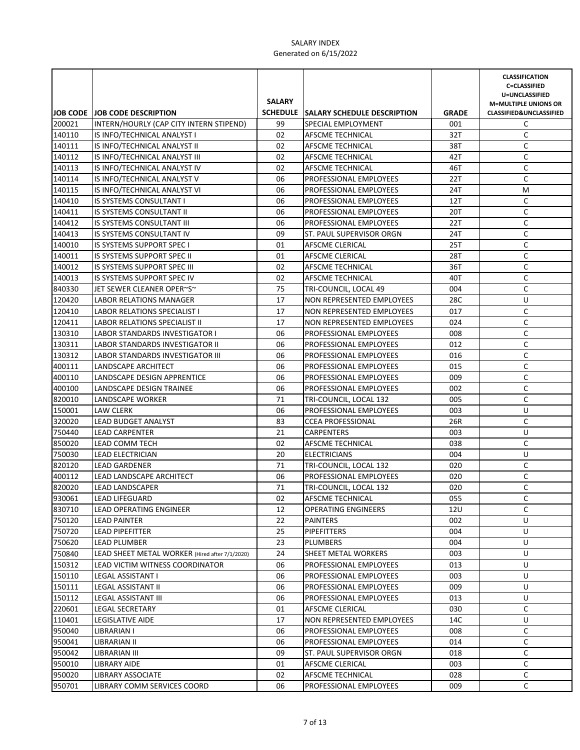SALARY INDEX
Generated on 6/15/2022

| JOB CODE | JOB CODE DESCRIPTION | SALARY SCHEDULE | SALARY SCHEDULE DESCRIPTION | GRADE | CLASSIFICATION C=CLASSIFIED U=UNCLASSIFIED M=MULTIPLE UNIONS OR CLASSIFIED&UNCLASSIFIED |
|---|---|---|---|---|---|
| 200021 | INTERN/HOURLY (CAP CITY INTERN STIPEND) | 99 | SPECIAL EMPLOYMENT | 001 | C |
| 140110 | IS INFO/TECHNICAL ANALYST I | 02 | AFSCME TECHNICAL | 32T | C |
| 140111 | IS INFO/TECHNICAL ANALYST II | 02 | AFSCME TECHNICAL | 38T | C |
| 140112 | IS INFO/TECHNICAL ANALYST III | 02 | AFSCME TECHNICAL | 42T | C |
| 140113 | IS INFO/TECHNICAL ANALYST IV | 02 | AFSCME TECHNICAL | 46T | C |
| 140114 | IS INFO/TECHNICAL ANALYST V | 06 | PROFESSIONAL EMPLOYEES | 22T | C |
| 140115 | IS INFO/TECHNICAL ANALYST VI | 06 | PROFESSIONAL EMPLOYEES | 24T | M |
| 140410 | IS SYSTEMS CONSULTANT I | 06 | PROFESSIONAL EMPLOYEES | 12T | C |
| 140411 | IS SYSTEMS CONSULTANT II | 06 | PROFESSIONAL EMPLOYEES | 20T | C |
| 140412 | IS SYSTEMS CONSULTANT III | 06 | PROFESSIONAL EMPLOYEES | 22T | C |
| 140413 | IS SYSTEMS CONSULTANT IV | 09 | ST. PAUL SUPERVISOR ORGN | 24T | C |
| 140010 | IS SYSTEMS SUPPORT SPEC I | 01 | AFSCME CLERICAL | 25T | C |
| 140011 | IS SYSTEMS SUPPORT SPEC II | 01 | AFSCME CLERICAL | 28T | C |
| 140012 | IS SYSTEMS SUPPORT SPEC III | 02 | AFSCME TECHNICAL | 36T | C |
| 140013 | IS SYSTEMS SUPPORT SPEC IV | 02 | AFSCME TECHNICAL | 40T | C |
| 840330 | JET SEWER CLEANER OPER~S~ | 75 | TRI-COUNCIL, LOCAL 49 | 004 | C |
| 120420 | LABOR RELATIONS MANAGER | 17 | NON REPRESENTED EMPLOYEES | 28C | U |
| 120410 | LABOR RELATIONS SPECIALIST I | 17 | NON REPRESENTED EMPLOYEES | 017 | C |
| 120411 | LABOR RELATIONS SPECIALIST II | 17 | NON REPRESENTED EMPLOYEES | 024 | C |
| 130310 | LABOR STANDARDS INVESTIGATOR I | 06 | PROFESSIONAL EMPLOYEES | 008 | C |
| 130311 | LABOR STANDARDS INVESTIGATOR II | 06 | PROFESSIONAL EMPLOYEES | 012 | C |
| 130312 | LABOR STANDARDS INVESTIGATOR III | 06 | PROFESSIONAL EMPLOYEES | 016 | C |
| 400111 | LANDSCAPE ARCHITECT | 06 | PROFESSIONAL EMPLOYEES | 015 | C |
| 400110 | LANDSCAPE DESIGN APPRENTICE | 06 | PROFESSIONAL EMPLOYEES | 009 | C |
| 400100 | LANDSCAPE DESIGN TRAINEE | 06 | PROFESSIONAL EMPLOYEES | 002 | C |
| 820010 | LANDSCAPE WORKER | 71 | TRI-COUNCIL, LOCAL 132 | 005 | C |
| 150001 | LAW CLERK | 06 | PROFESSIONAL EMPLOYEES | 003 | U |
| 320020 | LEAD BUDGET ANALYST | 83 | CCEA PROFESSIONAL | 26R | C |
| 750440 | LEAD CARPENTER | 21 | CARPENTERS | 003 | U |
| 850020 | LEAD COMM TECH | 02 | AFSCME TECHNICAL | 038 | C |
| 750030 | LEAD ELECTRICIAN | 20 | ELECTRICIANS | 004 | U |
| 820120 | LEAD GARDENER | 71 | TRI-COUNCIL, LOCAL 132 | 020 | C |
| 400112 | LEAD LANDSCAPE ARCHITECT | 06 | PROFESSIONAL EMPLOYEES | 020 | C |
| 820020 | LEAD LANDSCAPER | 71 | TRI-COUNCIL, LOCAL 132 | 020 | C |
| 930061 | LEAD LIFEGUARD | 02 | AFSCME TECHNICAL | 055 | C |
| 830710 | LEAD OPERATING ENGINEER | 12 | OPERATING ENGINEERS | 12U | C |
| 750120 | LEAD PAINTER | 22 | PAINTERS | 002 | U |
| 750720 | LEAD PIPEFITTER | 25 | PIPEFITTERS | 004 | U |
| 750620 | LEAD PLUMBER | 23 | PLUMBERS | 004 | U |
| 750840 | LEAD SHEET METAL WORKER (Hired after 7/1/2020) | 24 | SHEET METAL WORKERS | 003 | U |
| 150312 | LEAD VICTIM WITNESS COORDINATOR | 06 | PROFESSIONAL EMPLOYEES | 013 | U |
| 150110 | LEGAL ASSISTANT I | 06 | PROFESSIONAL EMPLOYEES | 003 | U |
| 150111 | LEGAL ASSISTANT II | 06 | PROFESSIONAL EMPLOYEES | 009 | U |
| 150112 | LEGAL ASSISTANT III | 06 | PROFESSIONAL EMPLOYEES | 013 | U |
| 220601 | LEGAL SECRETARY | 01 | AFSCME CLERICAL | 030 | C |
| 110401 | LEGISLATIVE AIDE | 17 | NON REPRESENTED EMPLOYEES | 14C | U |
| 950040 | LIBRARIAN I | 06 | PROFESSIONAL EMPLOYEES | 008 | C |
| 950041 | LIBRARIAN II | 06 | PROFESSIONAL EMPLOYEES | 014 | C |
| 950042 | LIBRARIAN III | 09 | ST. PAUL SUPERVISOR ORGN | 018 | C |
| 950010 | LIBRARY AIDE | 01 | AFSCME CLERICAL | 003 | C |
| 950020 | LIBRARY ASSOCIATE | 02 | AFSCME TECHNICAL | 028 | C |
| 950701 | LIBRARY COMM SERVICES COORD | 06 | PROFESSIONAL EMPLOYEES | 009 | C |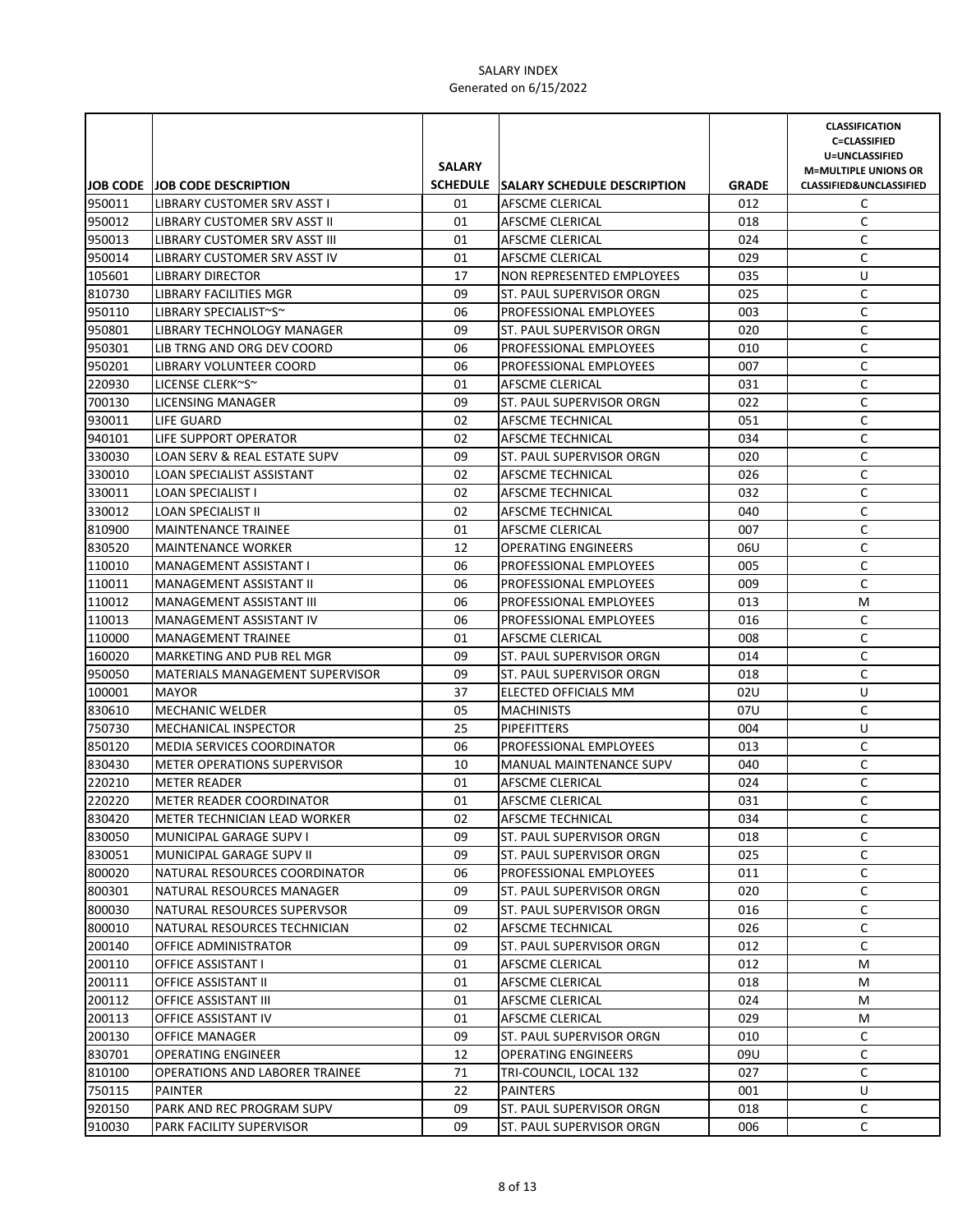SALARY INDEX
Generated on 6/15/2022

| JOB CODE | JOB CODE DESCRIPTION | SALARY SCHEDULE | SALARY SCHEDULE DESCRIPTION | GRADE | CLASSIFICATION C=CLASSIFIED U=UNCLASSIFIED M=MULTIPLE UNIONS OR CLASSIFIED&UNCLASSIFIED |
|---|---|---|---|---|---|
| 950011 | LIBRARY CUSTOMER SRV ASST I | 01 | AFSCME CLERICAL | 012 | C |
| 950012 | LIBRARY CUSTOMER SRV ASST II | 01 | AFSCME CLERICAL | 018 | C |
| 950013 | LIBRARY CUSTOMER SRV ASST III | 01 | AFSCME CLERICAL | 024 | C |
| 950014 | LIBRARY CUSTOMER SRV ASST IV | 01 | AFSCME CLERICAL | 029 | C |
| 105601 | LIBRARY DIRECTOR | 17 | NON REPRESENTED EMPLOYEES | 035 | U |
| 810730 | LIBRARY FACILITIES MGR | 09 | ST. PAUL SUPERVISOR ORGN | 025 | C |
| 950110 | LIBRARY SPECIALIST~S~ | 06 | PROFESSIONAL EMPLOYEES | 003 | C |
| 950801 | LIBRARY TECHNOLOGY MANAGER | 09 | ST. PAUL SUPERVISOR ORGN | 020 | C |
| 950301 | LIB TRNG AND ORG DEV COORD | 06 | PROFESSIONAL EMPLOYEES | 010 | C |
| 950201 | LIBRARY VOLUNTEER COORD | 06 | PROFESSIONAL EMPLOYEES | 007 | C |
| 220930 | LICENSE CLERK~S~ | 01 | AFSCME CLERICAL | 031 | C |
| 700130 | LICENSING MANAGER | 09 | ST. PAUL SUPERVISOR ORGN | 022 | C |
| 930011 | LIFE GUARD | 02 | AFSCME TECHNICAL | 051 | C |
| 940101 | LIFE SUPPORT OPERATOR | 02 | AFSCME TECHNICAL | 034 | C |
| 330030 | LOAN SERV & REAL ESTATE SUPV | 09 | ST. PAUL SUPERVISOR ORGN | 020 | C |
| 330010 | LOAN SPECIALIST ASSISTANT | 02 | AFSCME TECHNICAL | 026 | C |
| 330011 | LOAN SPECIALIST I | 02 | AFSCME TECHNICAL | 032 | C |
| 330012 | LOAN SPECIALIST II | 02 | AFSCME TECHNICAL | 040 | C |
| 810900 | MAINTENANCE TRAINEE | 01 | AFSCME CLERICAL | 007 | C |
| 830520 | MAINTENANCE WORKER | 12 | OPERATING ENGINEERS | 06U | C |
| 110010 | MANAGEMENT ASSISTANT I | 06 | PROFESSIONAL EMPLOYEES | 005 | C |
| 110011 | MANAGEMENT ASSISTANT II | 06 | PROFESSIONAL EMPLOYEES | 009 | C |
| 110012 | MANAGEMENT ASSISTANT III | 06 | PROFESSIONAL EMPLOYEES | 013 | M |
| 110013 | MANAGEMENT ASSISTANT IV | 06 | PROFESSIONAL EMPLOYEES | 016 | C |
| 110000 | MANAGEMENT TRAINEE | 01 | AFSCME CLERICAL | 008 | C |
| 160020 | MARKETING AND PUB REL MGR | 09 | ST. PAUL SUPERVISOR ORGN | 014 | C |
| 950050 | MATERIALS MANAGEMENT SUPERVISOR | 09 | ST. PAUL SUPERVISOR ORGN | 018 | C |
| 100001 | MAYOR | 37 | ELECTED OFFICIALS MM | 02U | U |
| 830610 | MECHANIC WELDER | 05 | MACHINISTS | 07U | C |
| 750730 | MECHANICAL INSPECTOR | 25 | PIPEFITTERS | 004 | U |
| 850120 | MEDIA SERVICES COORDINATOR | 06 | PROFESSIONAL EMPLOYEES | 013 | C |
| 830430 | METER OPERATIONS SUPERVISOR | 10 | MANUAL MAINTENANCE SUPV | 040 | C |
| 220210 | METER READER | 01 | AFSCME CLERICAL | 024 | C |
| 220220 | METER READER COORDINATOR | 01 | AFSCME CLERICAL | 031 | C |
| 830420 | METER TECHNICIAN LEAD WORKER | 02 | AFSCME TECHNICAL | 034 | C |
| 830050 | MUNICIPAL GARAGE SUPV I | 09 | ST. PAUL SUPERVISOR ORGN | 018 | C |
| 830051 | MUNICIPAL GARAGE SUPV II | 09 | ST. PAUL SUPERVISOR ORGN | 025 | C |
| 800020 | NATURAL RESOURCES COORDINATOR | 06 | PROFESSIONAL EMPLOYEES | 011 | C |
| 800301 | NATURAL RESOURCES MANAGER | 09 | ST. PAUL SUPERVISOR ORGN | 020 | C |
| 800030 | NATURAL RESOURCES SUPERVSOR | 09 | ST. PAUL SUPERVISOR ORGN | 016 | C |
| 800010 | NATURAL RESOURCES TECHNICIAN | 02 | AFSCME TECHNICAL | 026 | C |
| 200140 | OFFICE ADMINISTRATOR | 09 | ST. PAUL SUPERVISOR ORGN | 012 | C |
| 200110 | OFFICE ASSISTANT I | 01 | AFSCME CLERICAL | 012 | M |
| 200111 | OFFICE ASSISTANT II | 01 | AFSCME CLERICAL | 018 | M |
| 200112 | OFFICE ASSISTANT III | 01 | AFSCME CLERICAL | 024 | M |
| 200113 | OFFICE ASSISTANT IV | 01 | AFSCME CLERICAL | 029 | M |
| 200130 | OFFICE MANAGER | 09 | ST. PAUL SUPERVISOR ORGN | 010 | C |
| 830701 | OPERATING ENGINEER | 12 | OPERATING ENGINEERS | 09U | C |
| 810100 | OPERATIONS AND LABORER TRAINEE | 71 | TRI-COUNCIL, LOCAL 132 | 027 | C |
| 750115 | PAINTER | 22 | PAINTERS | 001 | U |
| 920150 | PARK AND REC PROGRAM SUPV | 09 | ST. PAUL SUPERVISOR ORGN | 018 | C |
| 910030 | PARK FACILITY SUPERVISOR | 09 | ST. PAUL SUPERVISOR ORGN | 006 | C |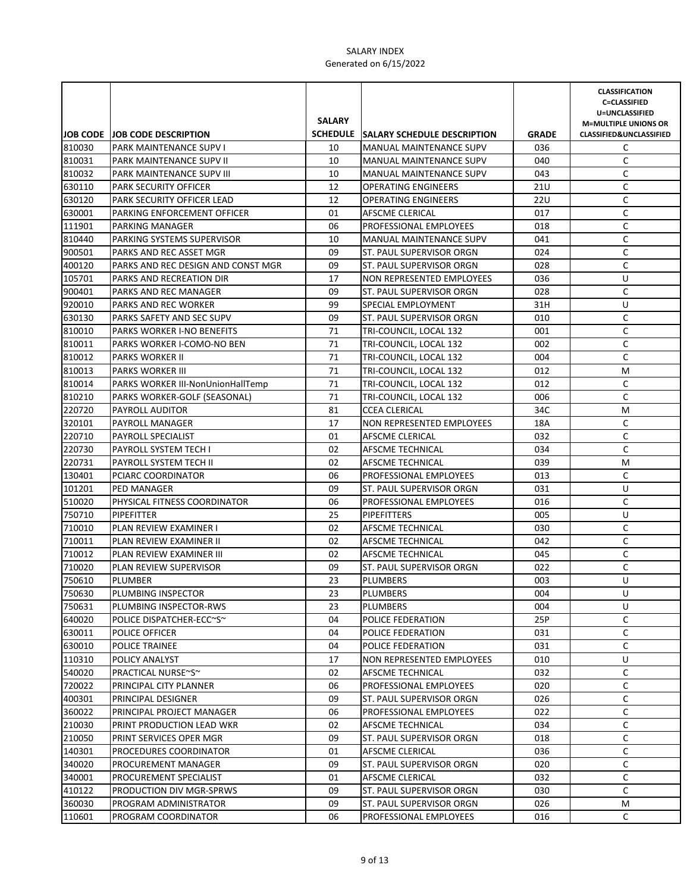SALARY INDEX
Generated on 6/15/2022

| JOB CODE | JOB CODE DESCRIPTION | SALARY SCHEDULE | SALARY SCHEDULE DESCRIPTION | GRADE | CLASSIFICATION C=CLASSIFIED U=UNCLASSIFIED M=MULTIPLE UNIONS OR CLASSIFIED&UNCLASSIFIED |
|---|---|---|---|---|---|
| 810030 | PARK MAINTENANCE SUPV I | 10 | MANUAL MAINTENANCE SUPV | 036 | C |
| 810031 | PARK MAINTENANCE SUPV II | 10 | MANUAL MAINTENANCE SUPV | 040 | C |
| 810032 | PARK MAINTENANCE SUPV III | 10 | MANUAL MAINTENANCE SUPV | 043 | C |
| 630110 | PARK SECURITY OFFICER | 12 | OPERATING ENGINEERS | 21U | C |
| 630120 | PARK SECURITY OFFICER LEAD | 12 | OPERATING ENGINEERS | 22U | C |
| 630001 | PARKING ENFORCEMENT OFFICER | 01 | AFSCME CLERICAL | 017 | C |
| 111901 | PARKING MANAGER | 06 | PROFESSIONAL EMPLOYEES | 018 | C |
| 810440 | PARKING SYSTEMS SUPERVISOR | 10 | MANUAL MAINTENANCE SUPV | 041 | C |
| 900501 | PARKS AND REC ASSET MGR | 09 | ST. PAUL SUPERVISOR ORGN | 024 | C |
| 400120 | PARKS AND REC DESIGN AND CONST MGR | 09 | ST. PAUL SUPERVISOR ORGN | 028 | C |
| 105701 | PARKS AND RECREATION DIR | 17 | NON REPRESENTED EMPLOYEES | 036 | U |
| 900401 | PARKS AND REC MANAGER | 09 | ST. PAUL SUPERVISOR ORGN | 028 | C |
| 920010 | PARKS AND REC WORKER | 99 | SPECIAL EMPLOYMENT | 31H | U |
| 630130 | PARKS SAFETY AND SEC SUPV | 09 | ST. PAUL SUPERVISOR ORGN | 010 | C |
| 810010 | PARKS WORKER I-NO BENEFITS | 71 | TRI-COUNCIL, LOCAL 132 | 001 | C |
| 810011 | PARKS WORKER I-COMO-NO BEN | 71 | TRI-COUNCIL, LOCAL 132 | 002 | C |
| 810012 | PARKS WORKER II | 71 | TRI-COUNCIL, LOCAL 132 | 004 | C |
| 810013 | PARKS WORKER III | 71 | TRI-COUNCIL, LOCAL 132 | 012 | M |
| 810014 | PARKS WORKER III-NonUnionHallTemp | 71 | TRI-COUNCIL, LOCAL 132 | 012 | C |
| 810210 | PARKS WORKER-GOLF (SEASONAL) | 71 | TRI-COUNCIL, LOCAL 132 | 006 | C |
| 220720 | PAYROLL AUDITOR | 81 | CCEA CLERICAL | 34C | M |
| 320101 | PAYROLL MANAGER | 17 | NON REPRESENTED EMPLOYEES | 18A | C |
| 220710 | PAYROLL SPECIALIST | 01 | AFSCME CLERICAL | 032 | C |
| 220730 | PAYROLL SYSTEM TECH I | 02 | AFSCME TECHNICAL | 034 | C |
| 220731 | PAYROLL SYSTEM TECH II | 02 | AFSCME TECHNICAL | 039 | M |
| 130401 | PCIARC COORDINATOR | 06 | PROFESSIONAL EMPLOYEES | 013 | C |
| 101201 | PED MANAGER | 09 | ST. PAUL SUPERVISOR ORGN | 031 | U |
| 510020 | PHYSICAL FITNESS COORDINATOR | 06 | PROFESSIONAL EMPLOYEES | 016 | C |
| 750710 | PIPEFITTER | 25 | PIPEFITTERS | 005 | U |
| 710010 | PLAN REVIEW EXAMINER I | 02 | AFSCME TECHNICAL | 030 | C |
| 710011 | PLAN REVIEW EXAMINER II | 02 | AFSCME TECHNICAL | 042 | C |
| 710012 | PLAN REVIEW EXAMINER III | 02 | AFSCME TECHNICAL | 045 | C |
| 710020 | PLAN REVIEW SUPERVISOR | 09 | ST. PAUL SUPERVISOR ORGN | 022 | C |
| 750610 | PLUMBER | 23 | PLUMBERS | 003 | U |
| 750630 | PLUMBING INSPECTOR | 23 | PLUMBERS | 004 | U |
| 750631 | PLUMBING INSPECTOR-RWS | 23 | PLUMBERS | 004 | U |
| 640020 | POLICE DISPATCHER-ECC~S~ | 04 | POLICE FEDERATION | 25P | C |
| 630011 | POLICE OFFICER | 04 | POLICE FEDERATION | 031 | C |
| 630010 | POLICE TRAINEE | 04 | POLICE FEDERATION | 031 | C |
| 110310 | POLICY ANALYST | 17 | NON REPRESENTED EMPLOYEES | 010 | U |
| 540020 | PRACTICAL NURSE~S~ | 02 | AFSCME TECHNICAL | 032 | C |
| 720022 | PRINCIPAL CITY PLANNER | 06 | PROFESSIONAL EMPLOYEES | 020 | C |
| 400301 | PRINCIPAL DESIGNER | 09 | ST. PAUL SUPERVISOR ORGN | 026 | C |
| 360022 | PRINCIPAL PROJECT MANAGER | 06 | PROFESSIONAL EMPLOYEES | 022 | C |
| 210030 | PRINT PRODUCTION LEAD WKR | 02 | AFSCME TECHNICAL | 034 | C |
| 210050 | PRINT SERVICES OPER MGR | 09 | ST. PAUL SUPERVISOR ORGN | 018 | C |
| 140301 | PROCEDURES COORDINATOR | 01 | AFSCME CLERICAL | 036 | C |
| 340020 | PROCUREMENT MANAGER | 09 | ST. PAUL SUPERVISOR ORGN | 020 | C |
| 340001 | PROCUREMENT SPECIALIST | 01 | AFSCME CLERICAL | 032 | C |
| 410122 | PRODUCTION DIV MGR-SPRWS | 09 | ST. PAUL SUPERVISOR ORGN | 030 | C |
| 360030 | PROGRAM ADMINISTRATOR | 09 | ST. PAUL SUPERVISOR ORGN | 026 | M |
| 110601 | PROGRAM COORDINATOR | 06 | PROFESSIONAL EMPLOYEES | 016 | C |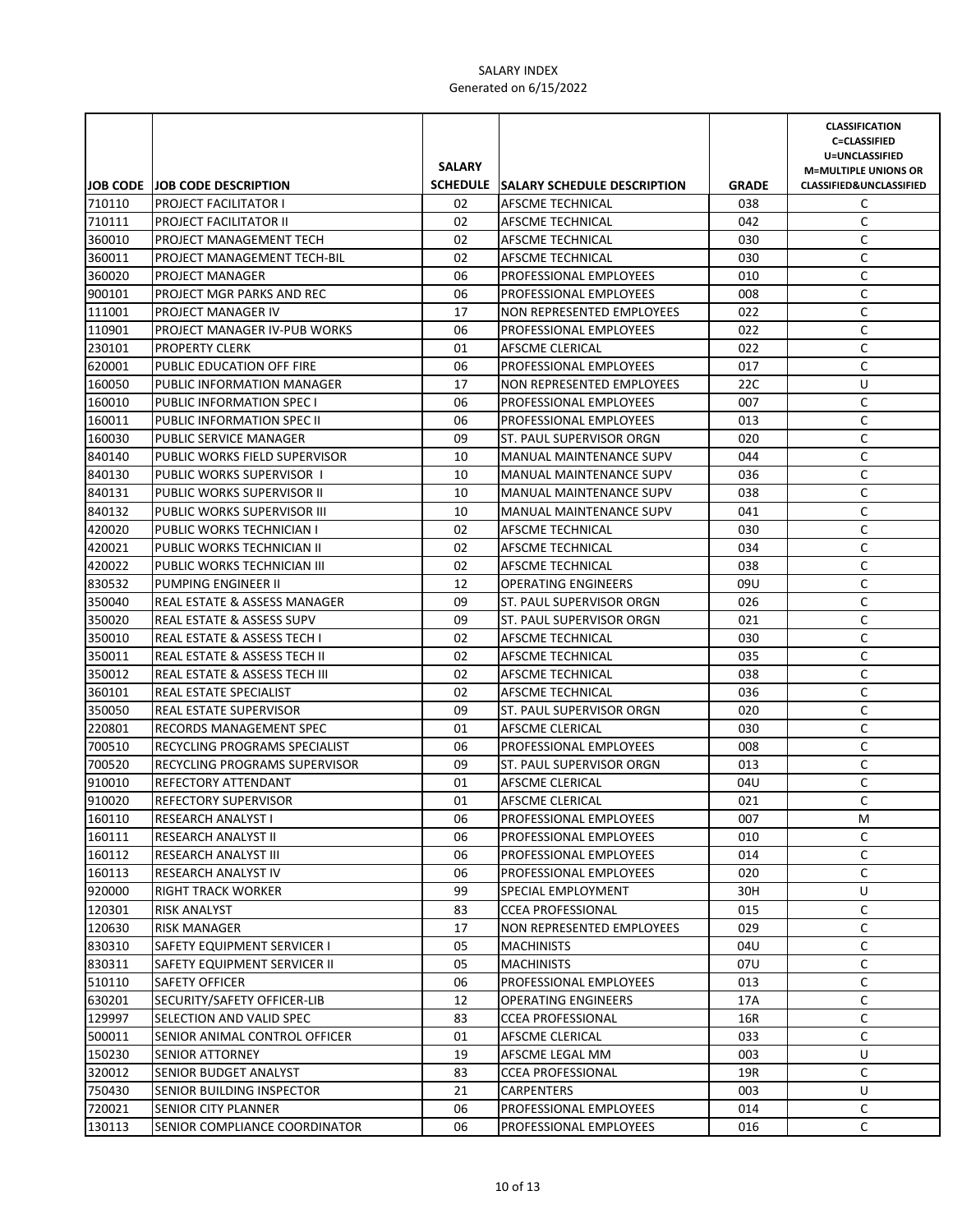SALARY INDEX
Generated on 6/15/2022

| JOB CODE | JOB CODE DESCRIPTION | SALARY SCHEDULE | SALARY SCHEDULE DESCRIPTION | GRADE | CLASSIFICATION C=CLASSIFIED U=UNCLASSIFIED M=MULTIPLE UNIONS OR CLASSIFIED&UNCLASSIFIED |
|---|---|---|---|---|---|
| 710110 | PROJECT FACILITATOR I | 02 | AFSCME TECHNICAL | 038 | C |
| 710111 | PROJECT FACILITATOR II | 02 | AFSCME TECHNICAL | 042 | C |
| 360010 | PROJECT MANAGEMENT TECH | 02 | AFSCME TECHNICAL | 030 | C |
| 360011 | PROJECT MANAGEMENT TECH-BIL | 02 | AFSCME TECHNICAL | 030 | C |
| 360020 | PROJECT MANAGER | 06 | PROFESSIONAL EMPLOYEES | 010 | C |
| 900101 | PROJECT MGR PARKS AND REC | 06 | PROFESSIONAL EMPLOYEES | 008 | C |
| 111001 | PROJECT MANAGER IV | 17 | NON REPRESENTED EMPLOYEES | 022 | C |
| 110901 | PROJECT MANAGER IV-PUB WORKS | 06 | PROFESSIONAL EMPLOYEES | 022 | C |
| 230101 | PROPERTY CLERK | 01 | AFSCME CLERICAL | 022 | C |
| 620001 | PUBLIC EDUCATION OFF FIRE | 06 | PROFESSIONAL EMPLOYEES | 017 | C |
| 160050 | PUBLIC INFORMATION MANAGER | 17 | NON REPRESENTED EMPLOYEES | 22C | U |
| 160010 | PUBLIC INFORMATION SPEC I | 06 | PROFESSIONAL EMPLOYEES | 007 | C |
| 160011 | PUBLIC INFORMATION SPEC II | 06 | PROFESSIONAL EMPLOYEES | 013 | C |
| 160030 | PUBLIC SERVICE MANAGER | 09 | ST. PAUL SUPERVISOR ORGN | 020 | C |
| 840140 | PUBLIC WORKS FIELD SUPERVISOR | 10 | MANUAL MAINTENANCE SUPV | 044 | C |
| 840130 | PUBLIC WORKS SUPERVISOR I | 10 | MANUAL MAINTENANCE SUPV | 036 | C |
| 840131 | PUBLIC WORKS SUPERVISOR II | 10 | MANUAL MAINTENANCE SUPV | 038 | C |
| 840132 | PUBLIC WORKS SUPERVISOR III | 10 | MANUAL MAINTENANCE SUPV | 041 | C |
| 420020 | PUBLIC WORKS TECHNICIAN I | 02 | AFSCME TECHNICAL | 030 | C |
| 420021 | PUBLIC WORKS TECHNICIAN II | 02 | AFSCME TECHNICAL | 034 | C |
| 420022 | PUBLIC WORKS TECHNICIAN III | 02 | AFSCME TECHNICAL | 038 | C |
| 830532 | PUMPING ENGINEER II | 12 | OPERATING ENGINEERS | 09U | C |
| 350040 | REAL ESTATE & ASSESS MANAGER | 09 | ST. PAUL SUPERVISOR ORGN | 026 | C |
| 350020 | REAL ESTATE & ASSESS SUPV | 09 | ST. PAUL SUPERVISOR ORGN | 021 | C |
| 350010 | REAL ESTATE & ASSESS TECH I | 02 | AFSCME TECHNICAL | 030 | C |
| 350011 | REAL ESTATE & ASSESS TECH II | 02 | AFSCME TECHNICAL | 035 | C |
| 350012 | REAL ESTATE & ASSESS TECH III | 02 | AFSCME TECHNICAL | 038 | C |
| 360101 | REAL ESTATE SPECIALIST | 02 | AFSCME TECHNICAL | 036 | C |
| 350050 | REAL ESTATE SUPERVISOR | 09 | ST. PAUL SUPERVISOR ORGN | 020 | C |
| 220801 | RECORDS MANAGEMENT SPEC | 01 | AFSCME CLERICAL | 030 | C |
| 700510 | RECYCLING PROGRAMS SPECIALIST | 06 | PROFESSIONAL EMPLOYEES | 008 | C |
| 700520 | RECYCLING PROGRAMS SUPERVISOR | 09 | ST. PAUL SUPERVISOR ORGN | 013 | C |
| 910010 | REFECTORY ATTENDANT | 01 | AFSCME CLERICAL | 04U | C |
| 910020 | REFECTORY SUPERVISOR | 01 | AFSCME CLERICAL | 021 | C |
| 160110 | RESEARCH ANALYST I | 06 | PROFESSIONAL EMPLOYEES | 007 | M |
| 160111 | RESEARCH ANALYST II | 06 | PROFESSIONAL EMPLOYEES | 010 | C |
| 160112 | RESEARCH ANALYST III | 06 | PROFESSIONAL EMPLOYEES | 014 | C |
| 160113 | RESEARCH ANALYST IV | 06 | PROFESSIONAL EMPLOYEES | 020 | C |
| 920000 | RIGHT TRACK WORKER | 99 | SPECIAL EMPLOYMENT | 30H | U |
| 120301 | RISK ANALYST | 83 | CCEA PROFESSIONAL | 015 | C |
| 120630 | RISK MANAGER | 17 | NON REPRESENTED EMPLOYEES | 029 | C |
| 830310 | SAFETY EQUIPMENT SERVICER I | 05 | MACHINISTS | 04U | C |
| 830311 | SAFETY EQUIPMENT SERVICER II | 05 | MACHINISTS | 07U | C |
| 510110 | SAFETY OFFICER | 06 | PROFESSIONAL EMPLOYEES | 013 | C |
| 630201 | SECURITY/SAFETY OFFICER-LIB | 12 | OPERATING ENGINEERS | 17A | C |
| 129997 | SELECTION AND VALID SPEC | 83 | CCEA PROFESSIONAL | 16R | C |
| 500011 | SENIOR ANIMAL CONTROL OFFICER | 01 | AFSCME CLERICAL | 033 | C |
| 150230 | SENIOR ATTORNEY | 19 | AFSCME LEGAL MM | 003 | U |
| 320012 | SENIOR BUDGET ANALYST | 83 | CCEA PROFESSIONAL | 19R | C |
| 750430 | SENIOR BUILDING INSPECTOR | 21 | CARPENTERS | 003 | U |
| 720021 | SENIOR CITY PLANNER | 06 | PROFESSIONAL EMPLOYEES | 014 | C |
| 130113 | SENIOR COMPLIANCE COORDINATOR | 06 | PROFESSIONAL EMPLOYEES | 016 | C |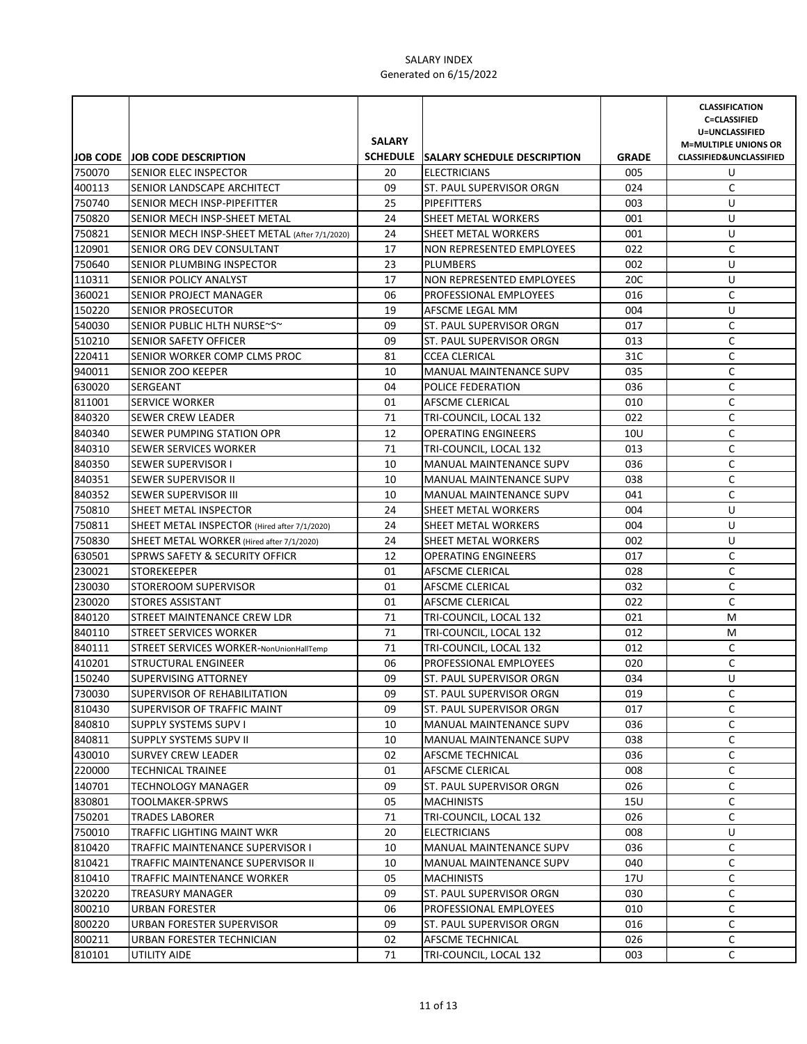SALARY INDEX
Generated on 6/15/2022

| JOB CODE | JOB CODE DESCRIPTION | SALARY SCHEDULE | SALARY SCHEDULE DESCRIPTION | GRADE | CLASSIFICATION C=CLASSIFIED U=UNCLASSIFIED M=MULTIPLE UNIONS OR CLASSIFIED&UNCLASSIFIED |
|---|---|---|---|---|---|
| 750070 | SENIOR ELEC INSPECTOR | 20 | ELECTRICIANS | 005 | U |
| 400113 | SENIOR LANDSCAPE ARCHITECT | 09 | ST. PAUL SUPERVISOR ORGN | 024 | C |
| 750740 | SENIOR MECH INSP-PIPEFITTER | 25 | PIPEFITTERS | 003 | U |
| 750820 | SENIOR MECH INSP-SHEET METAL | 24 | SHEET METAL WORKERS | 001 | U |
| 750821 | SENIOR MECH INSP-SHEET METAL (After 7/1/2020) | 24 | SHEET METAL WORKERS | 001 | U |
| 120901 | SENIOR ORG DEV CONSULTANT | 17 | NON REPRESENTED EMPLOYEES | 022 | C |
| 750640 | SENIOR PLUMBING INSPECTOR | 23 | PLUMBERS | 002 | U |
| 110311 | SENIOR POLICY ANALYST | 17 | NON REPRESENTED EMPLOYEES | 20C | U |
| 360021 | SENIOR PROJECT MANAGER | 06 | PROFESSIONAL EMPLOYEES | 016 | C |
| 150220 | SENIOR PROSECUTOR | 19 | AFSCME LEGAL MM | 004 | U |
| 540030 | SENIOR PUBLIC HLTH NURSE~S~ | 09 | ST. PAUL SUPERVISOR ORGN | 017 | C |
| 510210 | SENIOR SAFETY OFFICER | 09 | ST. PAUL SUPERVISOR ORGN | 013 | C |
| 220411 | SENIOR WORKER COMP CLMS PROC | 81 | CCEA CLERICAL | 31C | C |
| 940011 | SENIOR ZOO KEEPER | 10 | MANUAL MAINTENANCE SUPV | 035 | C |
| 630020 | SERGEANT | 04 | POLICE FEDERATION | 036 | C |
| 811001 | SERVICE WORKER | 01 | AFSCME CLERICAL | 010 | C |
| 840320 | SEWER CREW LEADER | 71 | TRI-COUNCIL, LOCAL 132 | 022 | C |
| 840340 | SEWER PUMPING STATION OPR | 12 | OPERATING ENGINEERS | 10U | C |
| 840310 | SEWER SERVICES WORKER | 71 | TRI-COUNCIL, LOCAL 132 | 013 | C |
| 840350 | SEWER SUPERVISOR I | 10 | MANUAL MAINTENANCE SUPV | 036 | C |
| 840351 | SEWER SUPERVISOR II | 10 | MANUAL MAINTENANCE SUPV | 038 | C |
| 840352 | SEWER SUPERVISOR III | 10 | MANUAL MAINTENANCE SUPV | 041 | C |
| 750810 | SHEET METAL INSPECTOR | 24 | SHEET METAL WORKERS | 004 | U |
| 750811 | SHEET METAL INSPECTOR (Hired after 7/1/2020) | 24 | SHEET METAL WORKERS | 004 | U |
| 750830 | SHEET METAL WORKER (Hired after 7/1/2020) | 24 | SHEET METAL WORKERS | 002 | U |
| 630501 | SPRWS SAFETY & SECURITY OFFICR | 12 | OPERATING ENGINEERS | 017 | C |
| 230021 | STOREKEEPER | 01 | AFSCME CLERICAL | 028 | C |
| 230030 | STOREROOM SUPERVISOR | 01 | AFSCME CLERICAL | 032 | C |
| 230020 | STORES ASSISTANT | 01 | AFSCME CLERICAL | 022 | C |
| 840120 | STREET MAINTENANCE CREW LDR | 71 | TRI-COUNCIL, LOCAL 132 | 021 | M |
| 840110 | STREET SERVICES WORKER | 71 | TRI-COUNCIL, LOCAL 132 | 012 | M |
| 840111 | STREET SERVICES WORKER-NonUnionHallTemp | 71 | TRI-COUNCIL, LOCAL 132 | 012 | C |
| 410201 | STRUCTURAL ENGINEER | 06 | PROFESSIONAL EMPLOYEES | 020 | C |
| 150240 | SUPERVISING ATTORNEY | 09 | ST. PAUL SUPERVISOR ORGN | 034 | U |
| 730030 | SUPERVISOR OF REHABILITATION | 09 | ST. PAUL SUPERVISOR ORGN | 019 | C |
| 810430 | SUPERVISOR OF TRAFFIC MAINT | 09 | ST. PAUL SUPERVISOR ORGN | 017 | C |
| 840810 | SUPPLY SYSTEMS SUPV I | 10 | MANUAL MAINTENANCE SUPV | 036 | C |
| 840811 | SUPPLY SYSTEMS SUPV II | 10 | MANUAL MAINTENANCE SUPV | 038 | C |
| 430010 | SURVEY CREW LEADER | 02 | AFSCME TECHNICAL | 036 | C |
| 220000 | TECHNICAL TRAINEE | 01 | AFSCME CLERICAL | 008 | C |
| 140701 | TECHNOLOGY MANAGER | 09 | ST. PAUL SUPERVISOR ORGN | 026 | C |
| 830801 | TOOLMAKER-SPRWS | 05 | MACHINISTS | 15U | C |
| 750201 | TRADES LABORER | 71 | TRI-COUNCIL, LOCAL 132 | 026 | C |
| 750010 | TRAFFIC LIGHTING MAINT WKR | 20 | ELECTRICIANS | 008 | U |
| 810420 | TRAFFIC MAINTENANCE SUPERVISOR I | 10 | MANUAL MAINTENANCE SUPV | 036 | C |
| 810421 | TRAFFIC MAINTENANCE SUPERVISOR II | 10 | MANUAL MAINTENANCE SUPV | 040 | C |
| 810410 | TRAFFIC MAINTENANCE WORKER | 05 | MACHINISTS | 17U | C |
| 320220 | TREASURY MANAGER | 09 | ST. PAUL SUPERVISOR ORGN | 030 | C |
| 800210 | URBAN FORESTER | 06 | PROFESSIONAL EMPLOYEES | 010 | C |
| 800220 | URBAN FORESTER SUPERVISOR | 09 | ST. PAUL SUPERVISOR ORGN | 016 | C |
| 800211 | URBAN FORESTER TECHNICIAN | 02 | AFSCME TECHNICAL | 026 | C |
| 810101 | UTILITY AIDE | 71 | TRI-COUNCIL, LOCAL 132 | 003 | C |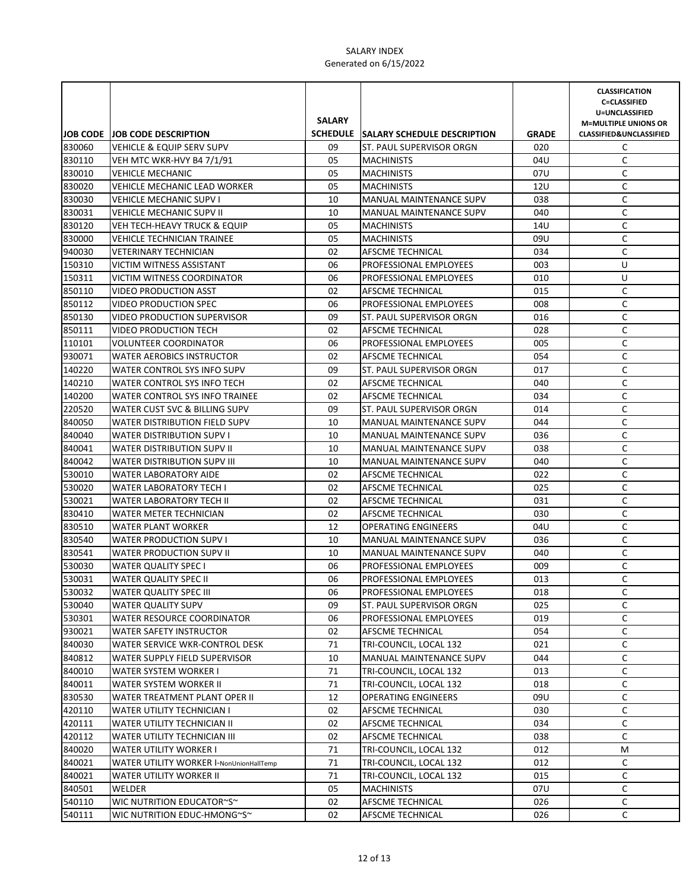SALARY INDEX

Generated on 6/15/2022

| JOB CODE | JOB CODE DESCRIPTION | SALARY SCHEDULE | SALARY SCHEDULE DESCRIPTION | GRADE | CLASSIFICATION C=CLASSIFIED U=UNCLASSIFIED M=MULTIPLE UNIONS OR CLASSIFIED&UNCLASSIFIED |
|---|---|---|---|---|---|
| 830060 | VEHICLE & EQUIP SERV SUPV | 09 | ST. PAUL SUPERVISOR ORGN | 020 | C |
| 830110 | VEH MTC WKR-HVY B4 7/1/91 | 05 | MACHINISTS | 04U | C |
| 830010 | VEHICLE MECHANIC | 05 | MACHINISTS | 07U | C |
| 830020 | VEHICLE MECHANIC LEAD WORKER | 05 | MACHINISTS | 12U | C |
| 830030 | VEHICLE MECHANIC SUPV I | 10 | MANUAL MAINTENANCE SUPV | 038 | C |
| 830031 | VEHICLE MECHANIC SUPV II | 10 | MANUAL MAINTENANCE SUPV | 040 | C |
| 830120 | VEH TECH-HEAVY TRUCK & EQUIP | 05 | MACHINISTS | 14U | C |
| 830000 | VEHICLE TECHNICIAN TRAINEE | 05 | MACHINISTS | 09U | C |
| 940030 | VETERINARY TECHNICIAN | 02 | AFSCME TECHNICAL | 034 | C |
| 150310 | VICTIM WITNESS ASSISTANT | 06 | PROFESSIONAL EMPLOYEES | 003 | U |
| 150311 | VICTIM WITNESS COORDINATOR | 06 | PROFESSIONAL EMPLOYEES | 010 | U |
| 850110 | VIDEO PRODUCTION ASST | 02 | AFSCME TECHNICAL | 015 | C |
| 850112 | VIDEO PRODUCTION SPEC | 06 | PROFESSIONAL EMPLOYEES | 008 | C |
| 850130 | VIDEO PRODUCTION SUPERVISOR | 09 | ST. PAUL SUPERVISOR ORGN | 016 | C |
| 850111 | VIDEO PRODUCTION TECH | 02 | AFSCME TECHNICAL | 028 | C |
| 110101 | VOLUNTEER COORDINATOR | 06 | PROFESSIONAL EMPLOYEES | 005 | C |
| 930071 | WATER AEROBICS INSTRUCTOR | 02 | AFSCME TECHNICAL | 054 | C |
| 140220 | WATER CONTROL SYS INFO SUPV | 09 | ST. PAUL SUPERVISOR ORGN | 017 | C |
| 140210 | WATER CONTROL SYS INFO TECH | 02 | AFSCME TECHNICAL | 040 | C |
| 140200 | WATER CONTROL SYS INFO TRAINEE | 02 | AFSCME TECHNICAL | 034 | C |
| 220520 | WATER CUST SVC & BILLING SUPV | 09 | ST. PAUL SUPERVISOR ORGN | 014 | C |
| 840050 | WATER DISTRIBUTION FIELD SUPV | 10 | MANUAL MAINTENANCE SUPV | 044 | C |
| 840040 | WATER DISTRIBUTION SUPV I | 10 | MANUAL MAINTENANCE SUPV | 036 | C |
| 840041 | WATER DISTRIBUTION SUPV II | 10 | MANUAL MAINTENANCE SUPV | 038 | C |
| 840042 | WATER DISTRIBUTION SUPV III | 10 | MANUAL MAINTENANCE SUPV | 040 | C |
| 530010 | WATER LABORATORY AIDE | 02 | AFSCME TECHNICAL | 022 | C |
| 530020 | WATER LABORATORY TECH I | 02 | AFSCME TECHNICAL | 025 | C |
| 530021 | WATER LABORATORY TECH II | 02 | AFSCME TECHNICAL | 031 | C |
| 830410 | WATER METER TECHNICIAN | 02 | AFSCME TECHNICAL | 030 | C |
| 830510 | WATER PLANT WORKER | 12 | OPERATING ENGINEERS | 04U | C |
| 830540 | WATER PRODUCTION SUPV I | 10 | MANUAL MAINTENANCE SUPV | 036 | C |
| 830541 | WATER PRODUCTION SUPV II | 10 | MANUAL MAINTENANCE SUPV | 040 | C |
| 530030 | WATER QUALITY SPEC I | 06 | PROFESSIONAL EMPLOYEES | 009 | C |
| 530031 | WATER QUALITY SPEC II | 06 | PROFESSIONAL EMPLOYEES | 013 | C |
| 530032 | WATER QUALITY SPEC III | 06 | PROFESSIONAL EMPLOYEES | 018 | C |
| 530040 | WATER QUALITY SUPV | 09 | ST. PAUL SUPERVISOR ORGN | 025 | C |
| 530301 | WATER RESOURCE COORDINATOR | 06 | PROFESSIONAL EMPLOYEES | 019 | C |
| 930021 | WATER SAFETY INSTRUCTOR | 02 | AFSCME TECHNICAL | 054 | C |
| 840030 | WATER SERVICE WKR-CONTROL DESK | 71 | TRI-COUNCIL, LOCAL 132 | 021 | C |
| 840812 | WATER SUPPLY FIELD SUPERVISOR | 10 | MANUAL MAINTENANCE SUPV | 044 | C |
| 840010 | WATER SYSTEM WORKER I | 71 | TRI-COUNCIL, LOCAL 132 | 013 | C |
| 840011 | WATER SYSTEM WORKER II | 71 | TRI-COUNCIL, LOCAL 132 | 018 | C |
| 830530 | WATER TREATMENT PLANT OPER II | 12 | OPERATING ENGINEERS | 09U | C |
| 420110 | WATER UTILITY TECHNICIAN I | 02 | AFSCME TECHNICAL | 030 | C |
| 420111 | WATER UTILITY TECHNICIAN II | 02 | AFSCME TECHNICAL | 034 | C |
| 420112 | WATER UTILITY TECHNICIAN III | 02 | AFSCME TECHNICAL | 038 | C |
| 840020 | WATER UTILITY WORKER I | 71 | TRI-COUNCIL, LOCAL 132 | 012 | M |
| 840021 | WATER UTILITY WORKER I-NonUnionHallTemp | 71 | TRI-COUNCIL, LOCAL 132 | 012 | C |
| 840021 | WATER UTILITY WORKER II | 71 | TRI-COUNCIL, LOCAL 132 | 015 | C |
| 840501 | WELDER | 05 | MACHINISTS | 07U | C |
| 540110 | WIC NUTRITION EDUCATOR~S~ | 02 | AFSCME TECHNICAL | 026 | C |
| 540111 | WIC NUTRITION EDUC-HMONG~S~ | 02 | AFSCME TECHNICAL | 026 | C |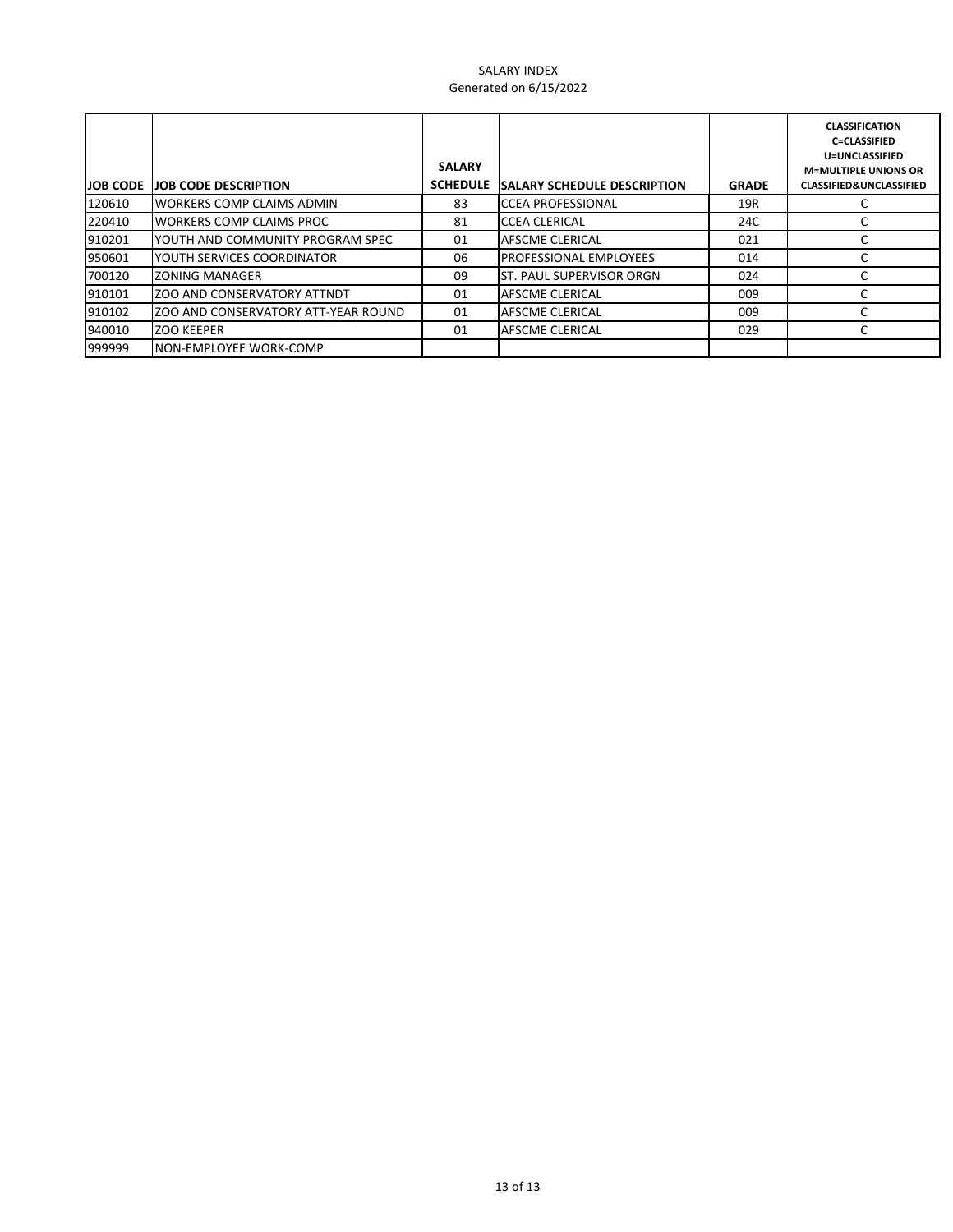SALARY INDEX
Generated on 6/15/2022

| JOB CODE | JOB CODE DESCRIPTION | SALARY SCHEDULE | SALARY SCHEDULE DESCRIPTION | GRADE | CLASSIFICATION C=CLASSIFIED U=UNCLASSIFIED M=MULTIPLE UNIONS OR CLASSIFIED&UNCLASSIFIED |
|---|---|---|---|---|---|
| 120610 | WORKERS COMP CLAIMS ADMIN | 83 | CCEA PROFESSIONAL | 19R | C |
| 220410 | WORKERS COMP CLAIMS PROC | 81 | CCEA CLERICAL | 24C | C |
| 910201 | YOUTH AND COMMUNITY PROGRAM SPEC | 01 | AFSCME CLERICAL | 021 | C |
| 950601 | YOUTH SERVICES COORDINATOR | 06 | PROFESSIONAL EMPLOYEES | 014 | C |
| 700120 | ZONING MANAGER | 09 | ST. PAUL SUPERVISOR ORGN | 024 | C |
| 910101 | ZOO AND CONSERVATORY ATTNDT | 01 | AFSCME CLERICAL | 009 | C |
| 910102 | ZOO AND CONSERVATORY ATT-YEAR ROUND | 01 | AFSCME CLERICAL | 009 | C |
| 940010 | ZOO KEEPER | 01 | AFSCME CLERICAL | 029 | C |
| 999999 | NON-EMPLOYEE WORK-COMP | | | | |